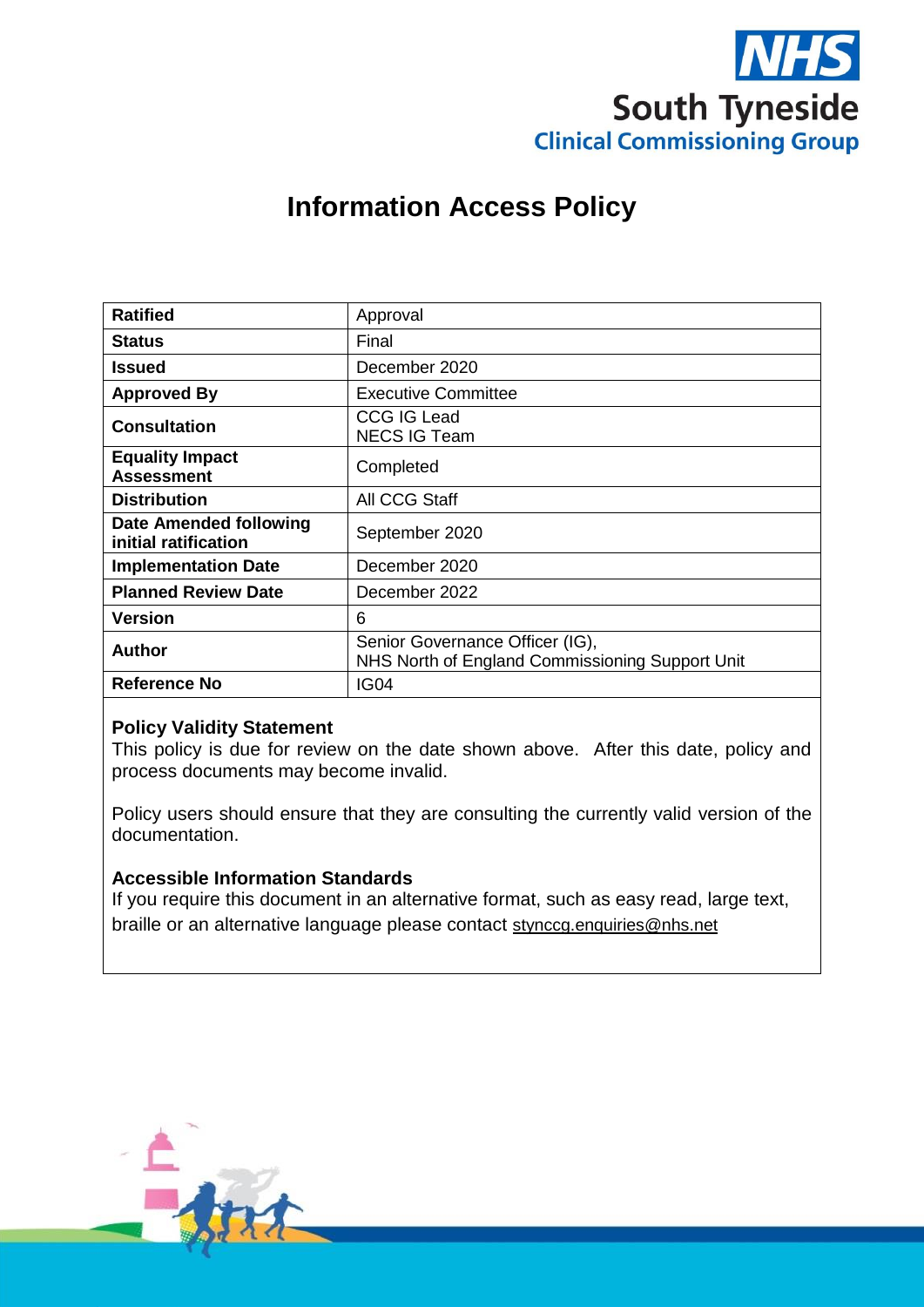NHS South Tyneside Clinical Commissioning Group

# Information Access Policy

| Ratified | Approval |
|---|---|
| **Status** | Final |
| **Issued** | December 2020 |
| **Approved By** | Executive Committee |
| **Consultation** | CCG IG Lead<br>NECS IG Team |
| **Equality Impact Assessment** | Completed |
| **Distribution** | All CCG Staff |
| **Date Amended following initial ratification** | September 2020 |
| **Implementation Date** | December 2020 |
| **Planned Review Date** | December 2022 |
| **Version** | 6 |
| **Author** | Senior Governance Officer (IG),<br>NHS North of England Commissioning Support Unit |
| **Reference No** | IG04 |

**Policy Validity Statement**

This policy is due for review on the date shown above. After this date, policy and process documents may become invalid.

Policy users should ensure that they are consulting the currently valid version of the documentation.

**Accessible Information Standards**

If you require this document in an alternative format, such as easy read, large text, braille or an alternative language please contact stynccg.enquiries@nhs.net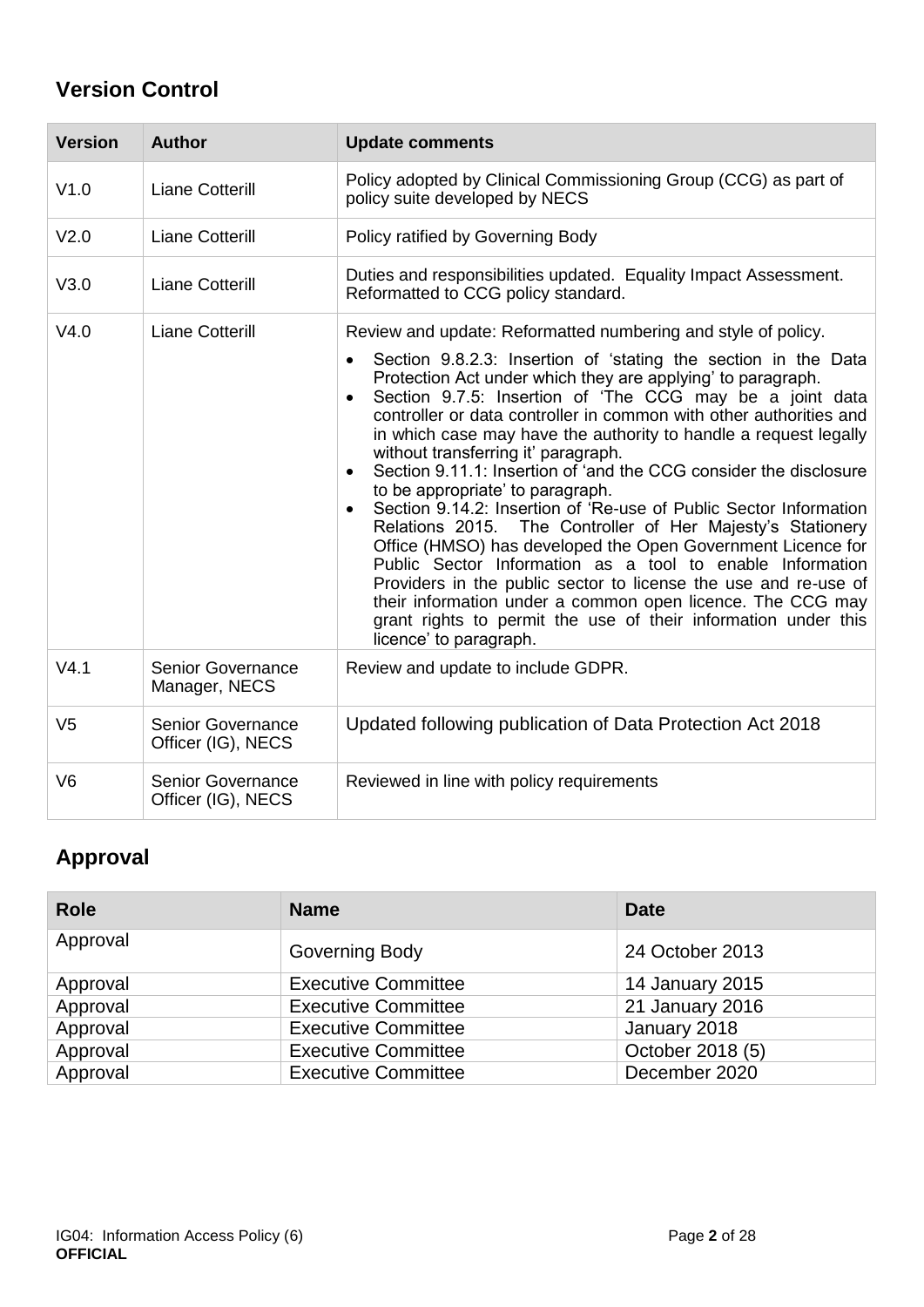## Version Control

| Version | Author | Update comments |
|---|---|---|
| V1.0 | Liane Cotterill | Policy adopted by Clinical Commissioning Group (CCG) as part of policy suite developed by NECS |
| V2.0 | Liane Cotterill | Policy ratified by Governing Body |
| V3.0 | Liane Cotterill | Duties and responsibilities updated. Equality Impact Assessment. Reformatted to CCG policy standard. |
| V4.0 | Liane Cotterill | Review and update: Reformatted numbering and style of policy. <br>• Section 9.8.2.3: Insertion of 'stating the section in the Data Protection Act under which they are applying' to paragraph. <br>• Section 9.7.5: Insertion of 'The CCG may be a joint data controller or data controller in common with other authorities and in which case may have the authority to handle a request legally without transferring it' paragraph. <br>• Section 9.11.1: Insertion of 'and the CCG consider the disclosure to be appropriate' to paragraph. <br>• Section 9.14.2: Insertion of 'Re-use of Public Sector Information Relations 2015. The Controller of Her Majesty's Stationery Office (HMSO) has developed the Open Government Licence for Public Sector Information as a tool to enable Information Providers in the public sector to license the use and re-use of their information under a common open licence. The CCG may grant rights to permit the use of their information under this licence' to paragraph. |
| V4.1 | Senior Governance Manager, NECS | Review and update to include GDPR. |
| V5 | Senior Governance Officer (IG), NECS | Updated following publication of Data Protection Act 2018 |
| V6 | Senior Governance Officer (IG), NECS | Reviewed in line with policy requirements |

## Approval

| Role | Name | Date |
|---|---|---|
| Approval | Governing Body | 24 October 2013 |
| Approval | Executive Committee | 14 January 2015 |
| Approval | Executive Committee | 21 January 2016 |
| Approval | Executive Committee | January 2018 |
| Approval | Executive Committee | October 2018 (5) |
| Approval | Executive Committee | December 2020 |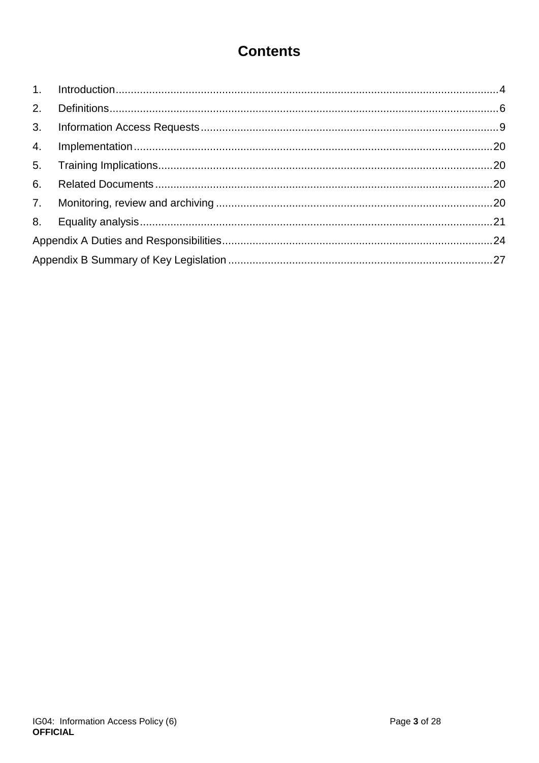# Contents

1. Introduction....4
2. Definitions....6
3. Information Access Requests....9
4. Implementation....20
5. Training Implications....20
6. Related Documents....20
7. Monitoring, review and archiving....20
8. Equality analysis....21

Appendix A Duties and Responsibilities....24

Appendix B Summary of Key Legislation....27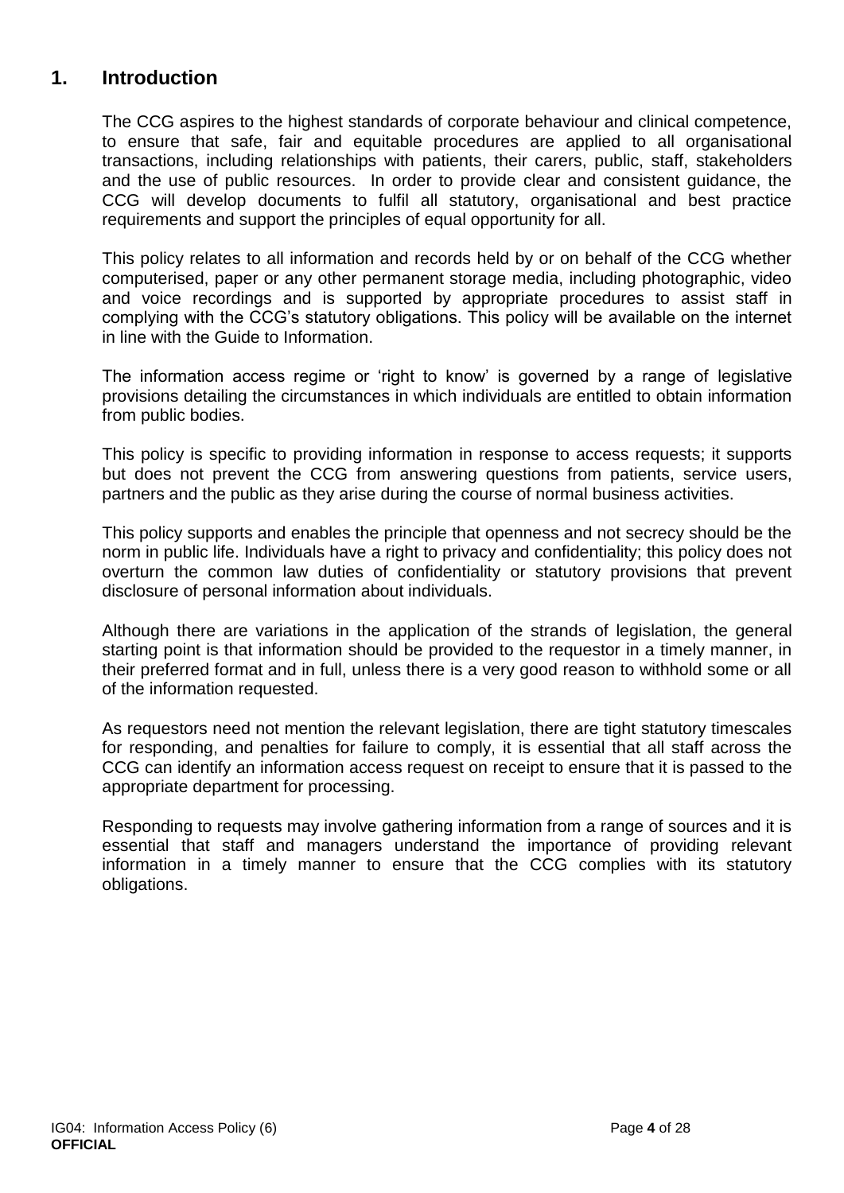## 1. Introduction

The CCG aspires to the highest standards of corporate behaviour and clinical competence, to ensure that safe, fair and equitable procedures are applied to all organisational transactions, including relationships with patients, their carers, public, staff, stakeholders and the use of public resources. In order to provide clear and consistent guidance, the CCG will develop documents to fulfil all statutory, organisational and best practice requirements and support the principles of equal opportunity for all.

This policy relates to all information and records held by or on behalf of the CCG whether computerised, paper or any other permanent storage media, including photographic, video and voice recordings and is supported by appropriate procedures to assist staff in complying with the CCG's statutory obligations. This policy will be available on the internet in line with the Guide to Information.

The information access regime or 'right to know' is governed by a range of legislative provisions detailing the circumstances in which individuals are entitled to obtain information from public bodies.

This policy is specific to providing information in response to access requests; it supports but does not prevent the CCG from answering questions from patients, service users, partners and the public as they arise during the course of normal business activities.

This policy supports and enables the principle that openness and not secrecy should be the norm in public life. Individuals have a right to privacy and confidentiality; this policy does not overturn the common law duties of confidentiality or statutory provisions that prevent disclosure of personal information about individuals.

Although there are variations in the application of the strands of legislation, the general starting point is that information should be provided to the requestor in a timely manner, in their preferred format and in full, unless there is a very good reason to withhold some or all of the information requested.

As requestors need not mention the relevant legislation, there are tight statutory timescales for responding, and penalties for failure to comply, it is essential that all staff across the CCG can identify an information access request on receipt to ensure that it is passed to the appropriate department for processing.

Responding to requests may involve gathering information from a range of sources and it is essential that staff and managers understand the importance of providing relevant information in a timely manner to ensure that the CCG complies with its statutory obligations.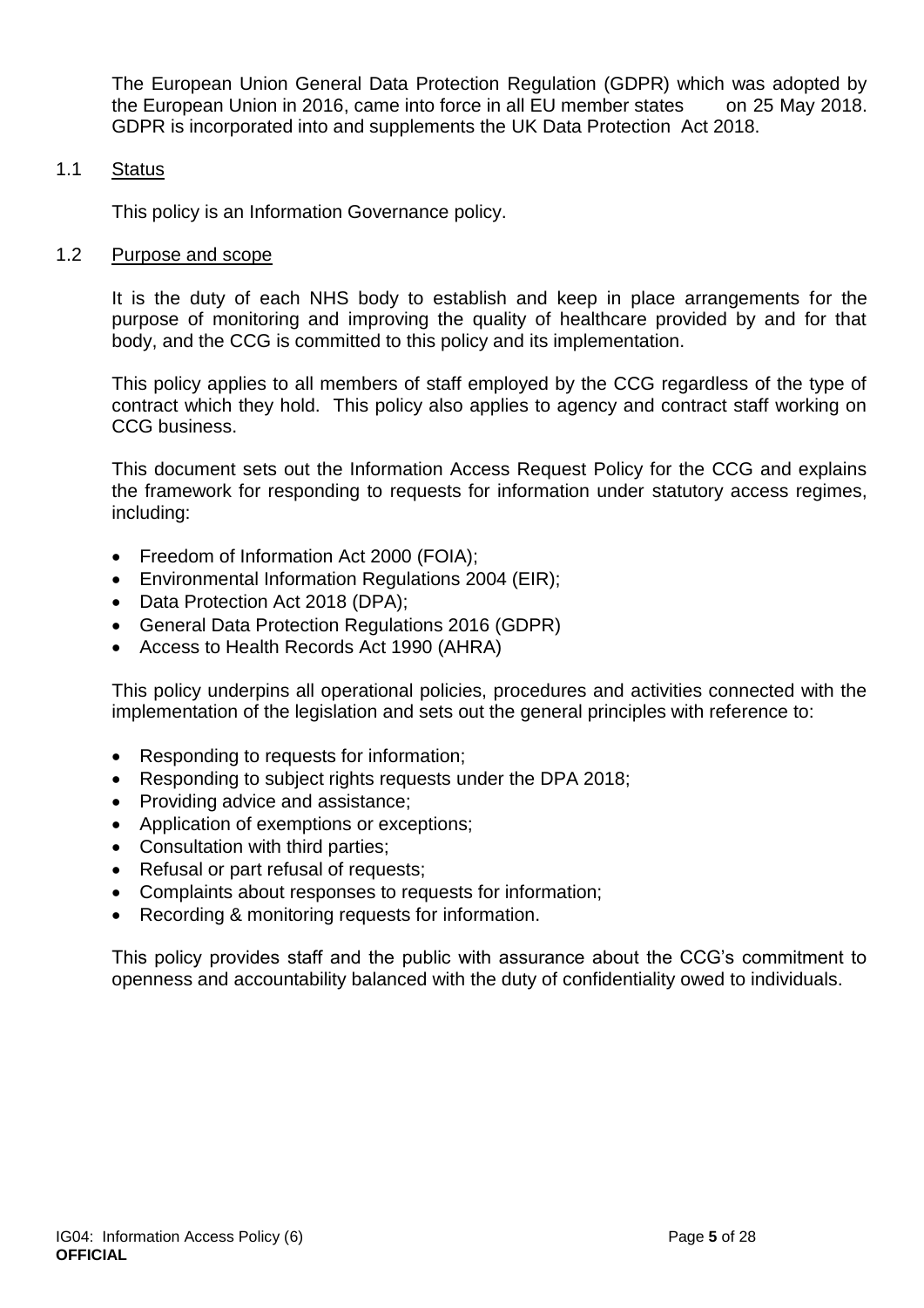The European Union General Data Protection Regulation (GDPR) which was adopted by the European Union in 2016, came into force in all EU member states on 25 May 2018. GDPR is incorporated into and supplements the UK Data Protection Act 2018.

### 1.1 Status

This policy is an Information Governance policy.

### 1.2 Purpose and scope

It is the duty of each NHS body to establish and keep in place arrangements for the purpose of monitoring and improving the quality of healthcare provided by and for that body, and the CCG is committed to this policy and its implementation.

This policy applies to all members of staff employed by the CCG regardless of the type of contract which they hold. This policy also applies to agency and contract staff working on CCG business.

This document sets out the Information Access Request Policy for the CCG and explains the framework for responding to requests for information under statutory access regimes, including:

- Freedom of Information Act 2000 (FOIA);
- Environmental Information Regulations 2004 (EIR);
- Data Protection Act 2018 (DPA);
- General Data Protection Regulations 2016 (GDPR)
- Access to Health Records Act 1990 (AHRA)

This policy underpins all operational policies, procedures and activities connected with the implementation of the legislation and sets out the general principles with reference to:

- Responding to requests for information;
- Responding to subject rights requests under the DPA 2018;
- Providing advice and assistance;
- Application of exemptions or exceptions;
- Consultation with third parties;
- Refusal or part refusal of requests;
- Complaints about responses to requests for information;
- Recording & monitoring requests for information.

This policy provides staff and the public with assurance about the CCG's commitment to openness and accountability balanced with the duty of confidentiality owed to individuals.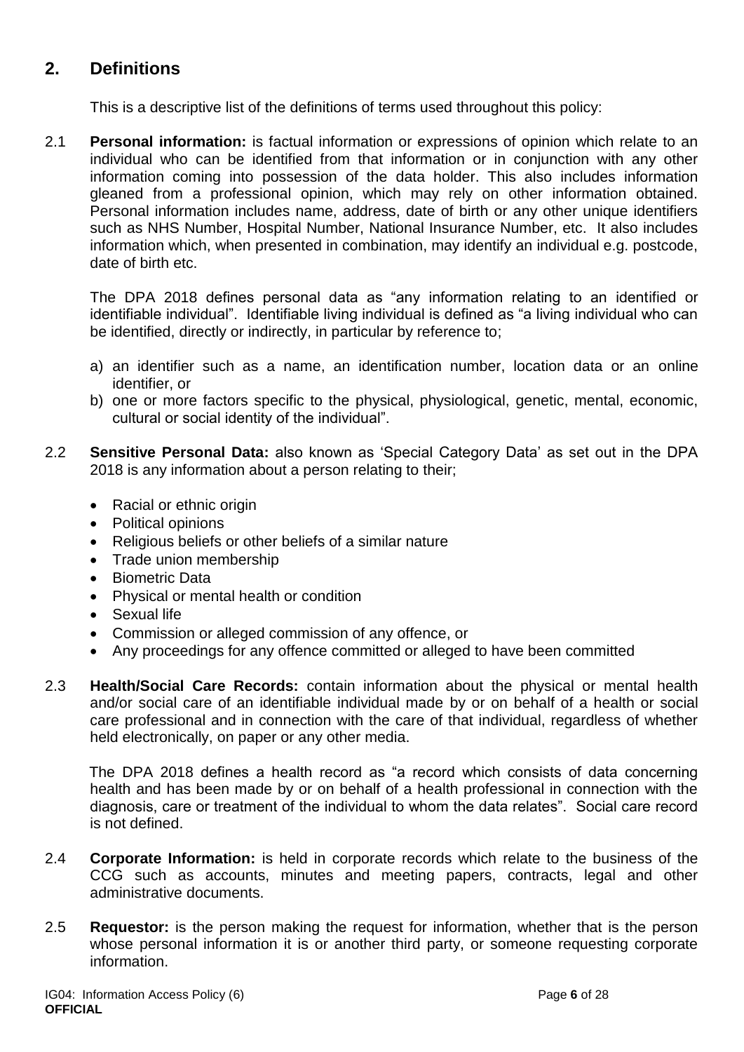## 2. Definitions

This is a descriptive list of the definitions of terms used throughout this policy:

2.1 **Personal information:** is factual information or expressions of opinion which relate to an individual who can be identified from that information or in conjunction with any other information coming into possession of the data holder. This also includes information gleaned from a professional opinion, which may rely on other information obtained. Personal information includes name, address, date of birth or any other unique identifiers such as NHS Number, Hospital Number, National Insurance Number, etc. It also includes information which, when presented in combination, may identify an individual e.g. postcode, date of birth etc.

The DPA 2018 defines personal data as "any information relating to an identified or identifiable individual". Identifiable living individual is defined as "a living individual who can be identified, directly or indirectly, in particular by reference to;

a) an identifier such as a name, an identification number, location data or an online identifier, or
b) one or more factors specific to the physical, physiological, genetic, mental, economic, cultural or social identity of the individual".

2.2 **Sensitive Personal Data:** also known as 'Special Category Data' as set out in the DPA 2018 is any information about a person relating to their;

- Racial or ethnic origin
- Political opinions
- Religious beliefs or other beliefs of a similar nature
- Trade union membership
- Biometric Data
- Physical or mental health or condition
- Sexual life
- Commission or alleged commission of any offence, or
- Any proceedings for any offence committed or alleged to have been committed

2.3 **Health/Social Care Records:** contain information about the physical or mental health and/or social care of an identifiable individual made by or on behalf of a health or social care professional and in connection with the care of that individual, regardless of whether held electronically, on paper or any other media.

The DPA 2018 defines a health record as "a record which consists of data concerning health and has been made by or on behalf of a health professional in connection with the diagnosis, care or treatment of the individual to whom the data relates". Social care record is not defined.

2.4 **Corporate Information:** is held in corporate records which relate to the business of the CCG such as accounts, minutes and meeting papers, contracts, legal and other administrative documents.

2.5 **Requestor:** is the person making the request for information, whether that is the person whose personal information it is or another third party, or someone requesting corporate information.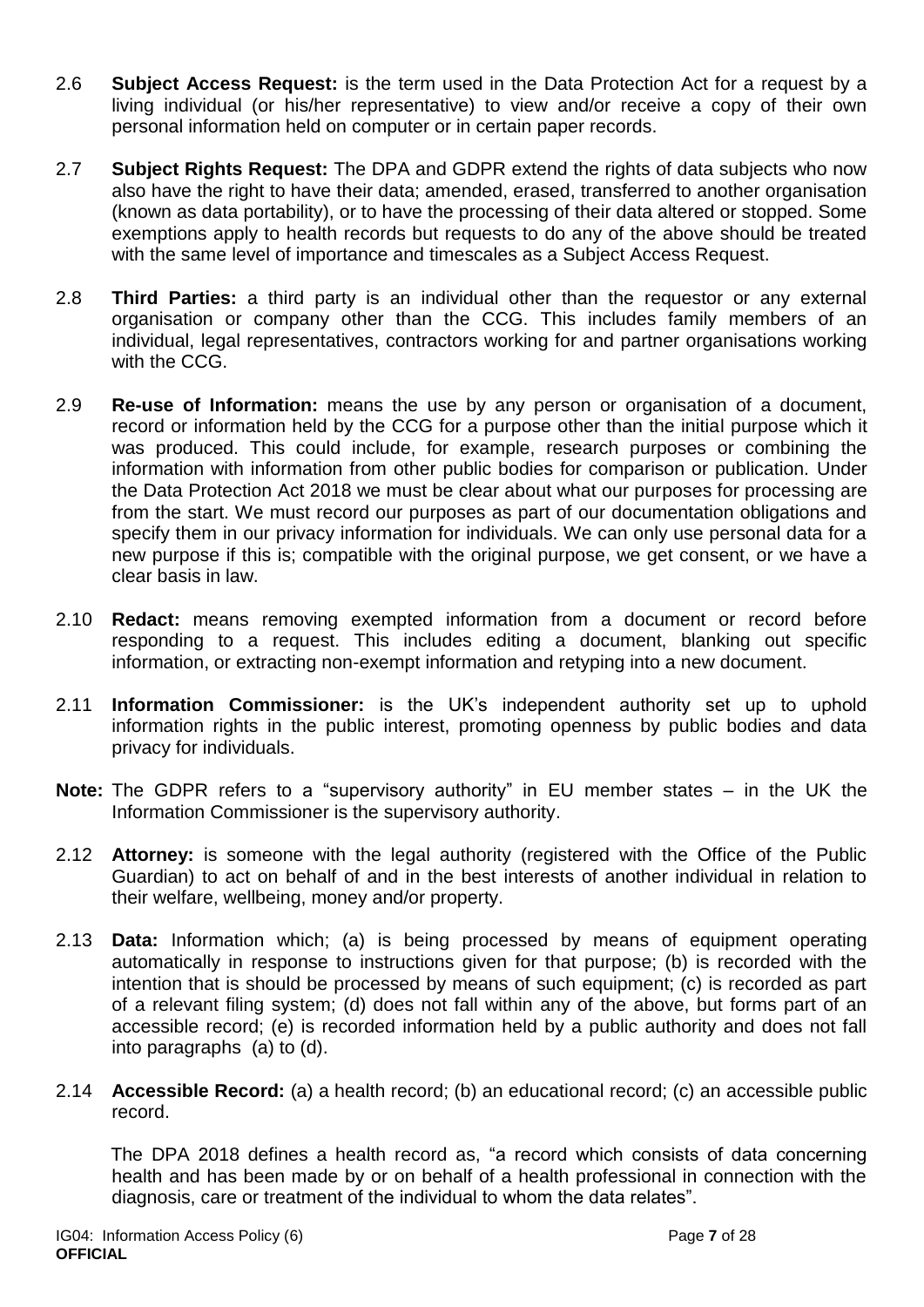2.6 **Subject Access Request:** is the term used in the Data Protection Act for a request by a living individual (or his/her representative) to view and/or receive a copy of their own personal information held on computer or in certain paper records.

2.7 **Subject Rights Request:** The DPA and GDPR extend the rights of data subjects who now also have the right to have their data; amended, erased, transferred to another organisation (known as data portability), or to have the processing of their data altered or stopped. Some exemptions apply to health records but requests to do any of the above should be treated with the same level of importance and timescales as a Subject Access Request.

2.8 **Third Parties:** a third party is an individual other than the requestor or any external organisation or company other than the CCG. This includes family members of an individual, legal representatives, contractors working for and partner organisations working with the CCG.

2.9 **Re-use of Information:** means the use by any person or organisation of a document, record or information held by the CCG for a purpose other than the initial purpose which it was produced. This could include, for example, research purposes or combining the information with information from other public bodies for comparison or publication. Under the Data Protection Act 2018 we must be clear about what our purposes for processing are from the start. We must record our purposes as part of our documentation obligations and specify them in our privacy information for individuals. We can only use personal data for a new purpose if this is; compatible with the original purpose, we get consent, or we have a clear basis in law.

2.10 **Redact:** means removing exempted information from a document or record before responding to a request. This includes editing a document, blanking out specific information, or extracting non-exempt information and retyping into a new document.

2.11 **Information Commissioner:** is the UK's independent authority set up to uphold information rights in the public interest, promoting openness by public bodies and data privacy for individuals.

**Note:** The GDPR refers to a "supervisory authority" in EU member states – in the UK the Information Commissioner is the supervisory authority.

2.12 **Attorney:** is someone with the legal authority (registered with the Office of the Public Guardian) to act on behalf of and in the best interests of another individual in relation to their welfare, wellbeing, money and/or property.

2.13 **Data:** Information which; (a) is being processed by means of equipment operating automatically in response to instructions given for that purpose; (b) is recorded with the intention that is should be processed by means of such equipment; (c) is recorded as part of a relevant filing system; (d) does not fall within any of the above, but forms part of an accessible record; (e) is recorded information held by a public authority and does not fall into paragraphs (a) to (d).

2.14 **Accessible Record:** (a) a health record; (b) an educational record; (c) an accessible public record.

The DPA 2018 defines a health record as, "a record which consists of data concerning health and has been made by or on behalf of a health professional in connection with the diagnosis, care or treatment of the individual to whom the data relates".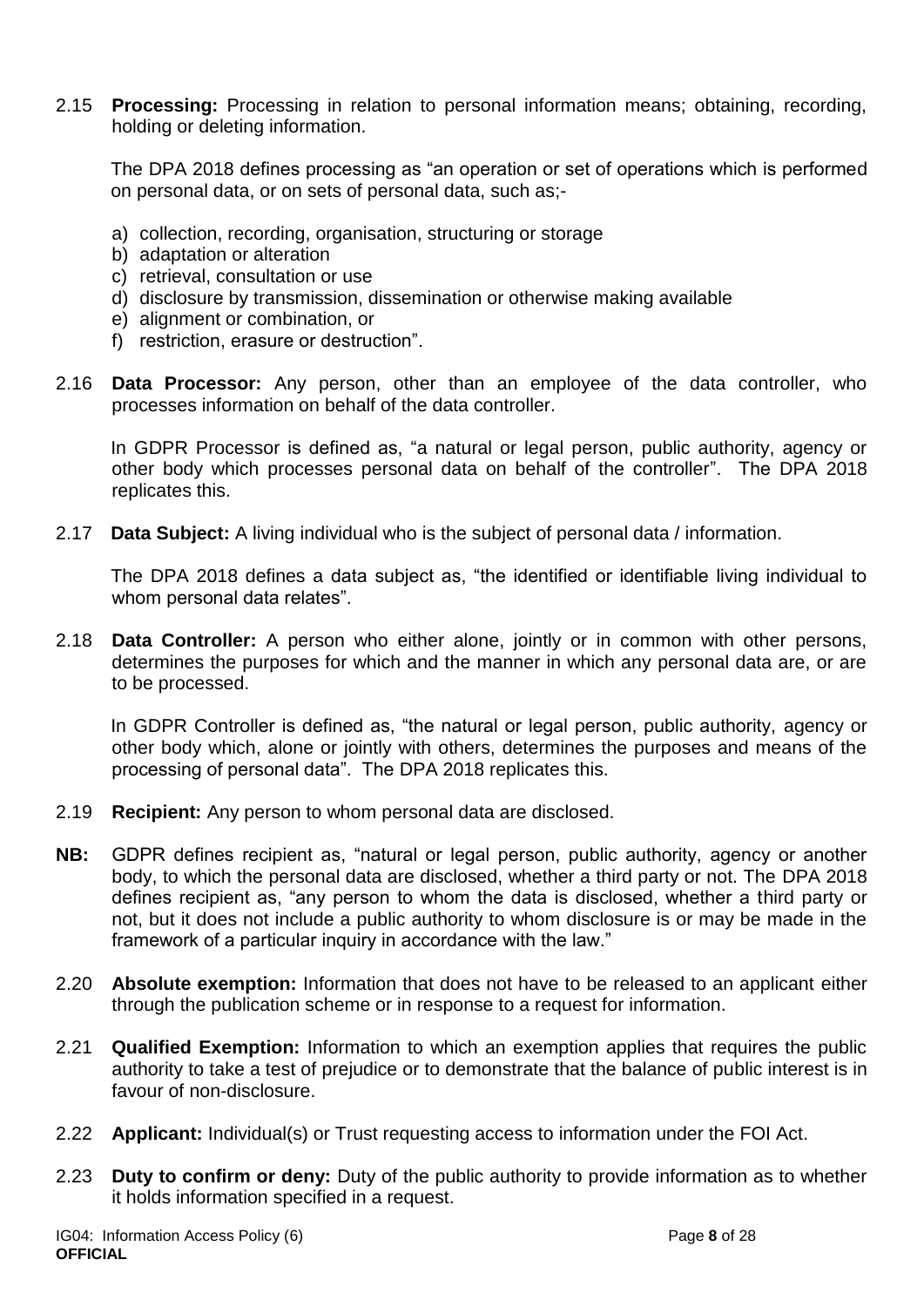2.15 **Processing:** Processing in relation to personal information means; obtaining, recording, holding or deleting information.

The DPA 2018 defines processing as "an operation or set of operations which is performed on personal data, or on sets of personal data, such as;-

a) collection, recording, organisation, structuring or storage
b) adaptation or alteration
c) retrieval, consultation or use
d) disclosure by transmission, dissemination or otherwise making available
e) alignment or combination, or
f) restriction, erasure or destruction".

2.16 **Data Processor:** Any person, other than an employee of the data controller, who processes information on behalf of the data controller.

In GDPR Processor is defined as, "a natural or legal person, public authority, agency or other body which processes personal data on behalf of the controller". The DPA 2018 replicates this.

2.17 **Data Subject:** A living individual who is the subject of personal data / information.

The DPA 2018 defines a data subject as, "the identified or identifiable living individual to whom personal data relates".

2.18 **Data Controller:** A person who either alone, jointly or in common with other persons, determines the purposes for which and the manner in which any personal data are, or are to be processed.

In GDPR Controller is defined as, "the natural or legal person, public authority, agency or other body which, alone or jointly with others, determines the purposes and means of the processing of personal data". The DPA 2018 replicates this.

2.19 **Recipient:** Any person to whom personal data are disclosed.

**NB:** GDPR defines recipient as, "natural or legal person, public authority, agency or another body, to which the personal data are disclosed, whether a third party or not. The DPA 2018 defines recipient as, "any person to whom the data is disclosed, whether a third party or not, but it does not include a public authority to whom disclosure is or may be made in the framework of a particular inquiry in accordance with the law."

2.20 **Absolute exemption:** Information that does not have to be released to an applicant either through the publication scheme or in response to a request for information.

2.21 **Qualified Exemption:** Information to which an exemption applies that requires the public authority to take a test of prejudice or to demonstrate that the balance of public interest is in favour of non-disclosure.

2.22 **Applicant:** Individual(s) or Trust requesting access to information under the FOI Act.

2.23 **Duty to confirm or deny:** Duty of the public authority to provide information as to whether it holds information specified in a request.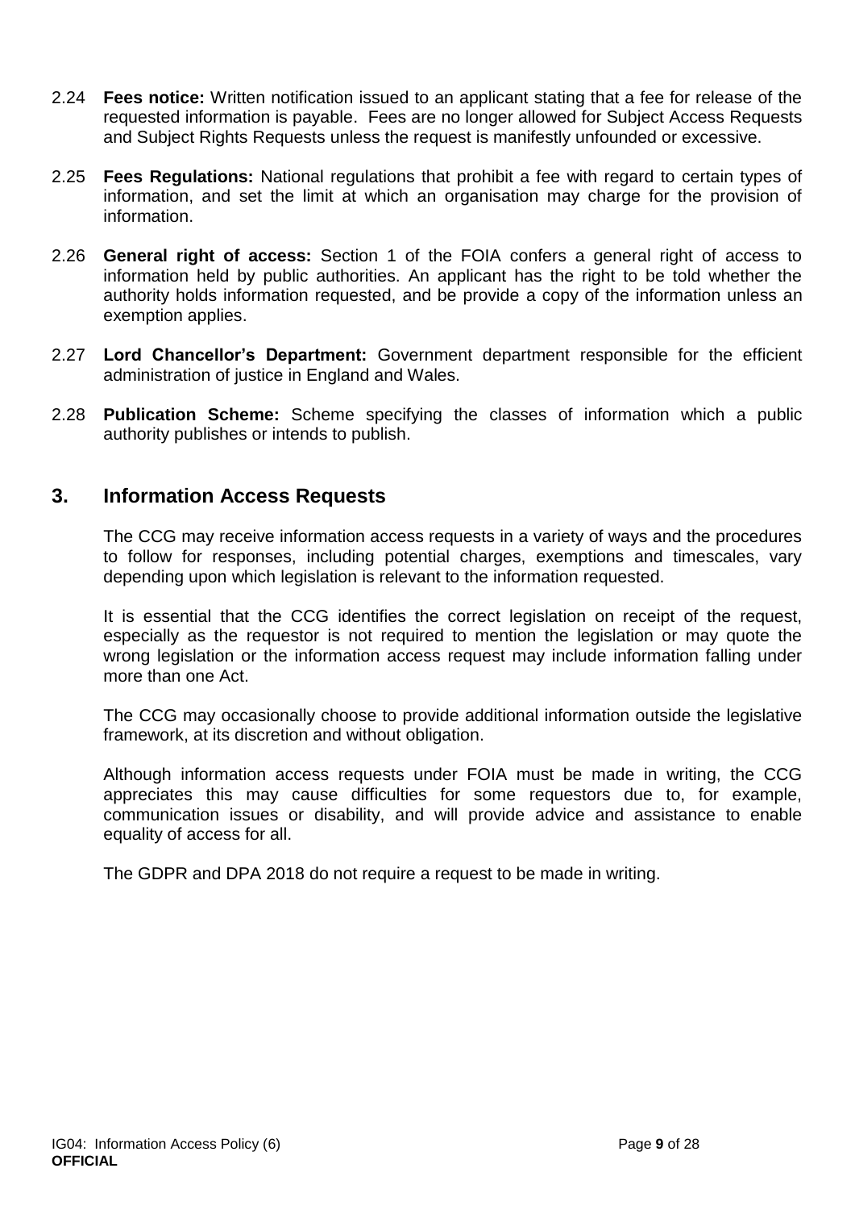2.24 **Fees notice:** Written notification issued to an applicant stating that a fee for release of the requested information is payable. Fees are no longer allowed for Subject Access Requests and Subject Rights Requests unless the request is manifestly unfounded or excessive.

2.25 **Fees Regulations:** National regulations that prohibit a fee with regard to certain types of information, and set the limit at which an organisation may charge for the provision of information.

2.26 **General right of access:** Section 1 of the FOIA confers a general right of access to information held by public authorities. An applicant has the right to be told whether the authority holds information requested, and be provide a copy of the information unless an exemption applies.

2.27 **Lord Chancellor's Department:** Government department responsible for the efficient administration of justice in England and Wales.

2.28 **Publication Scheme:** Scheme specifying the classes of information which a public authority publishes or intends to publish.

## 3. Information Access Requests

The CCG may receive information access requests in a variety of ways and the procedures to follow for responses, including potential charges, exemptions and timescales, vary depending upon which legislation is relevant to the information requested.

It is essential that the CCG identifies the correct legislation on receipt of the request, especially as the requestor is not required to mention the legislation or may quote the wrong legislation or the information access request may include information falling under more than one Act.

The CCG may occasionally choose to provide additional information outside the legislative framework, at its discretion and without obligation.

Although information access requests under FOIA must be made in writing, the CCG appreciates this may cause difficulties for some requestors due to, for example, communication issues or disability, and will provide advice and assistance to enable equality of access for all.

The GDPR and DPA 2018 do not require a request to be made in writing.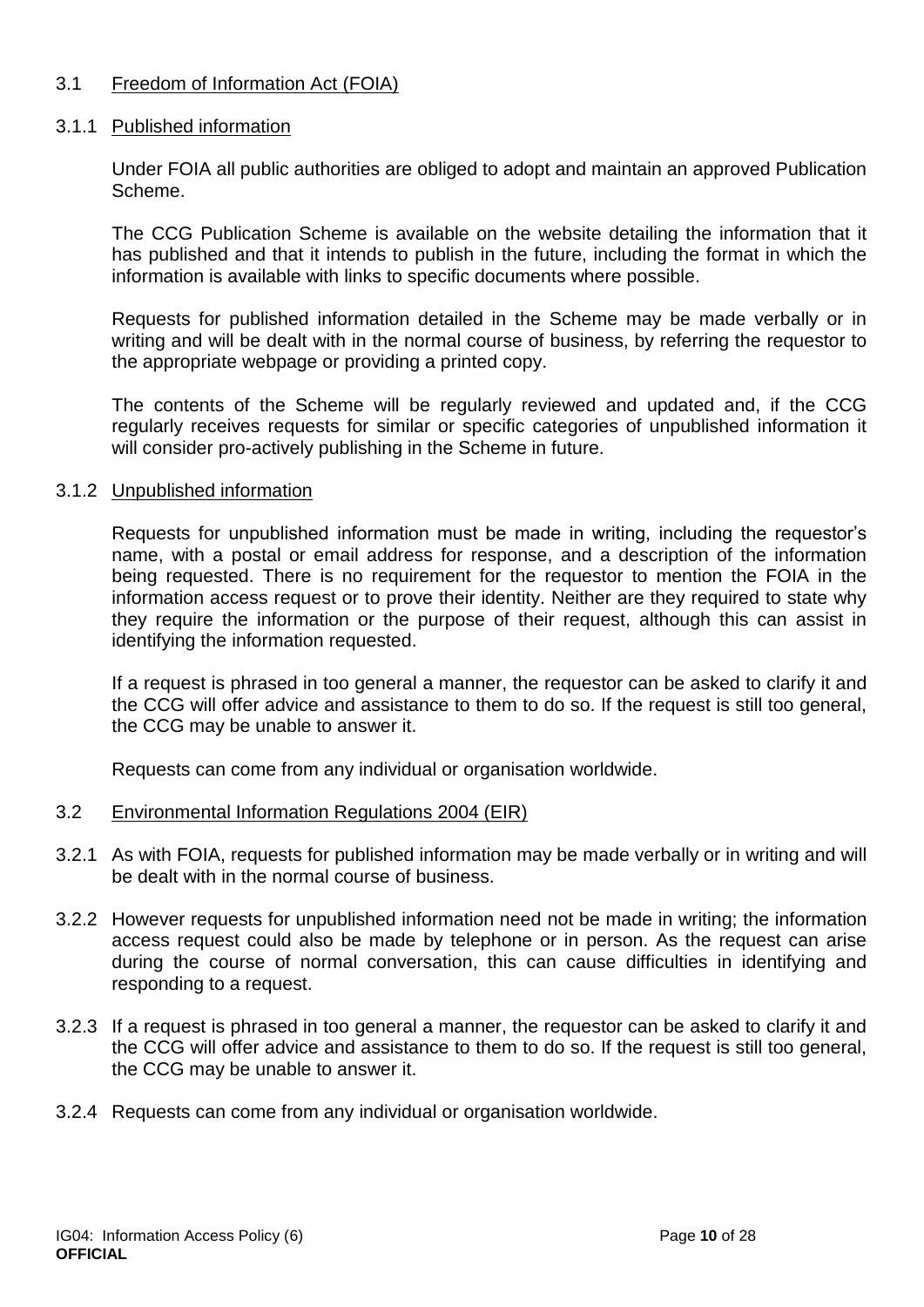## 3.1 Freedom of Information Act (FOIA)

### 3.1.1 Published information

Under FOIA all public authorities are obliged to adopt and maintain an approved Publication Scheme.

The CCG Publication Scheme is available on the website detailing the information that it has published and that it intends to publish in the future, including the format in which the information is available with links to specific documents where possible.

Requests for published information detailed in the Scheme may be made verbally or in writing and will be dealt with in the normal course of business, by referring the requestor to the appropriate webpage or providing a printed copy.

The contents of the Scheme will be regularly reviewed and updated and, if the CCG regularly receives requests for similar or specific categories of unpublished information it will consider pro-actively publishing in the Scheme in future.

### 3.1.2 Unpublished information

Requests for unpublished information must be made in writing, including the requestor's name, with a postal or email address for response, and a description of the information being requested. There is no requirement for the requestor to mention the FOIA in the information access request or to prove their identity. Neither are they required to state why they require the information or the purpose of their request, although this can assist in identifying the information requested.

If a request is phrased in too general a manner, the requestor can be asked to clarify it and the CCG will offer advice and assistance to them to do so. If the request is still too general, the CCG may be unable to answer it.

Requests can come from any individual or organisation worldwide.

## 3.2 Environmental Information Regulations 2004 (EIR)

3.2.1 As with FOIA, requests for published information may be made verbally or in writing and will be dealt with in the normal course of business.

3.2.2 However requests for unpublished information need not be made in writing; the information access request could also be made by telephone or in person. As the request can arise during the course of normal conversation, this can cause difficulties in identifying and responding to a request.

3.2.3 If a request is phrased in too general a manner, the requestor can be asked to clarify it and the CCG will offer advice and assistance to them to do so. If the request is still too general, the CCG may be unable to answer it.

3.2.4 Requests can come from any individual or organisation worldwide.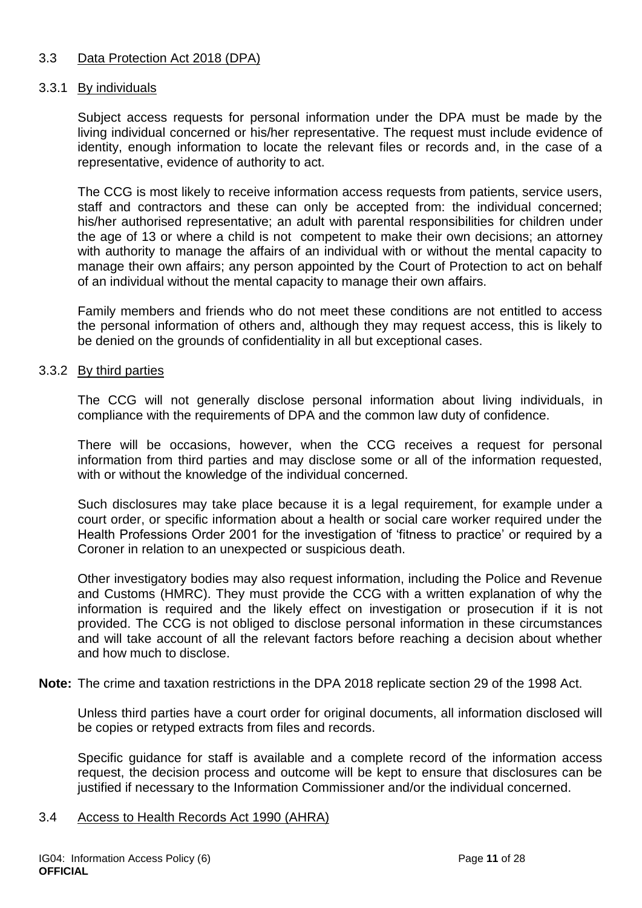### 3.3 Data Protection Act 2018 (DPA)

#### 3.3.1 By individuals

Subject access requests for personal information under the DPA must be made by the living individual concerned or his/her representative. The request must include evidence of identity, enough information to locate the relevant files or records and, in the case of a representative, evidence of authority to act.

The CCG is most likely to receive information access requests from patients, service users, staff and contractors and these can only be accepted from: the individual concerned; his/her authorised representative; an adult with parental responsibilities for children under the age of 13 or where a child is not competent to make their own decisions; an attorney with authority to manage the affairs of an individual with or without the mental capacity to manage their own affairs; any person appointed by the Court of Protection to act on behalf of an individual without the mental capacity to manage their own affairs.

Family members and friends who do not meet these conditions are not entitled to access the personal information of others and, although they may request access, this is likely to be denied on the grounds of confidentiality in all but exceptional cases.

#### 3.3.2 By third parties

The CCG will not generally disclose personal information about living individuals, in compliance with the requirements of DPA and the common law duty of confidence.

There will be occasions, however, when the CCG receives a request for personal information from third parties and may disclose some or all of the information requested, with or without the knowledge of the individual concerned.

Such disclosures may take place because it is a legal requirement, for example under a court order, or specific information about a health or social care worker required under the Health Professions Order 2001 for the investigation of 'fitness to practice' or required by a Coroner in relation to an unexpected or suspicious death.

Other investigatory bodies may also request information, including the Police and Revenue and Customs (HMRC). They must provide the CCG with a written explanation of why the information is required and the likely effect on investigation or prosecution if it is not provided. The CCG is not obliged to disclose personal information in these circumstances and will take account of all the relevant factors before reaching a decision about whether and how much to disclose.

**Note:** The crime and taxation restrictions in the DPA 2018 replicate section 29 of the 1998 Act.

Unless third parties have a court order for original documents, all information disclosed will be copies or retyped extracts from files and records.

Specific guidance for staff is available and a complete record of the information access request, the decision process and outcome will be kept to ensure that disclosures can be justified if necessary to the Information Commissioner and/or the individual concerned.

### 3.4 Access to Health Records Act 1990 (AHRA)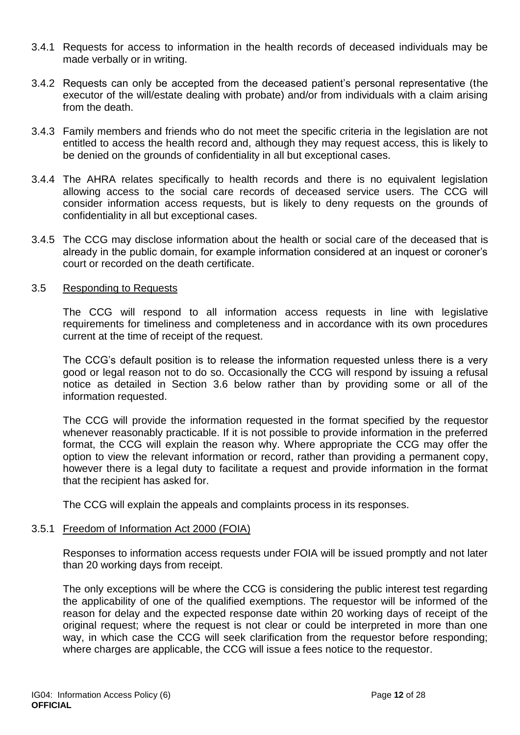3.4.1 Requests for access to information in the health records of deceased individuals may be made verbally or in writing.

3.4.2 Requests can only be accepted from the deceased patient's personal representative (the executor of the will/estate dealing with probate) and/or from individuals with a claim arising from the death.

3.4.3 Family members and friends who do not meet the specific criteria in the legislation are not entitled to access the health record and, although they may request access, this is likely to be denied on the grounds of confidentiality in all but exceptional cases.

3.4.4 The AHRA relates specifically to health records and there is no equivalent legislation allowing access to the social care records of deceased service users. The CCG will consider information access requests, but is likely to deny requests on the grounds of confidentiality in all but exceptional cases.

3.4.5 The CCG may disclose information about the health or social care of the deceased that is already in the public domain, for example information considered at an inquest or coroner's court or recorded on the death certificate.

### 3.5 Responding to Requests

The CCG will respond to all information access requests in line with legislative requirements for timeliness and completeness and in accordance with its own procedures current at the time of receipt of the request.

The CCG's default position is to release the information requested unless there is a very good or legal reason not to do so. Occasionally the CCG will respond by issuing a refusal notice as detailed in Section 3.6 below rather than by providing some or all of the information requested.

The CCG will provide the information requested in the format specified by the requestor whenever reasonably practicable. If it is not possible to provide information in the preferred format, the CCG will explain the reason why. Where appropriate the CCG may offer the option to view the relevant information or record, rather than providing a permanent copy, however there is a legal duty to facilitate a request and provide information in the format that the recipient has asked for.

The CCG will explain the appeals and complaints process in its responses.

#### 3.5.1 Freedom of Information Act 2000 (FOIA)

Responses to information access requests under FOIA will be issued promptly and not later than 20 working days from receipt.

The only exceptions will be where the CCG is considering the public interest test regarding the applicability of one of the qualified exemptions. The requestor will be informed of the reason for delay and the expected response date within 20 working days of receipt of the original request; where the request is not clear or could be interpreted in more than one way, in which case the CCG will seek clarification from the requestor before responding; where charges are applicable, the CCG will issue a fees notice to the requestor.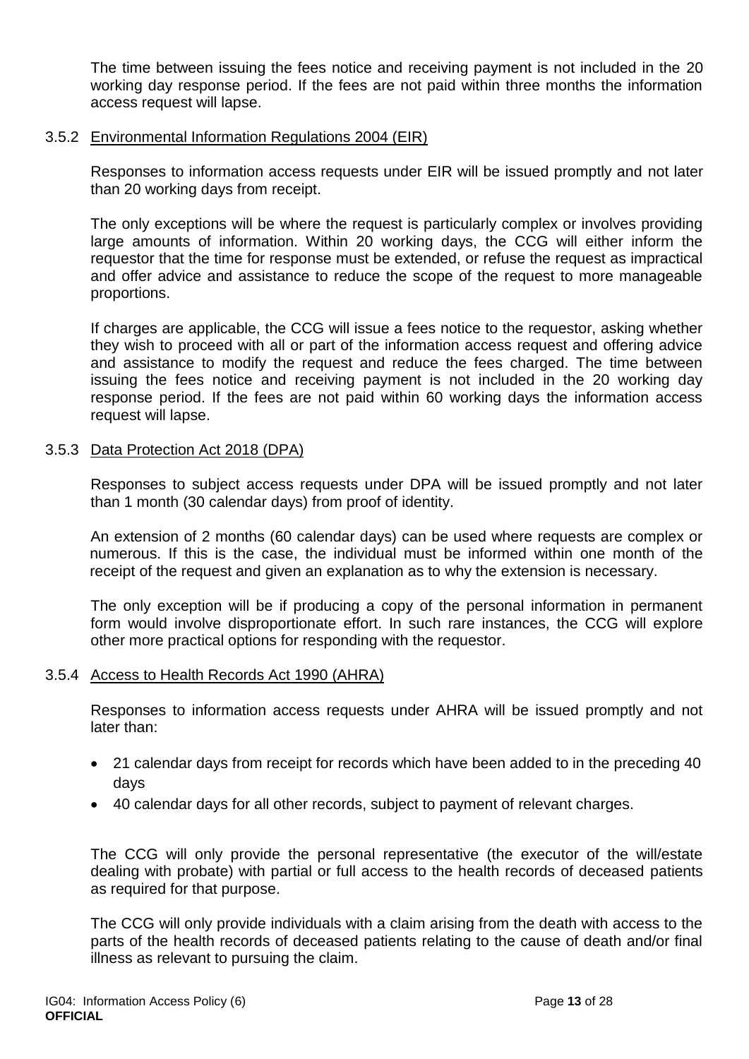The time between issuing the fees notice and receiving payment is not included in the 20 working day response period. If the fees are not paid within three months the information access request will lapse.

### 3.5.2 Environmental Information Regulations 2004 (EIR)

Responses to information access requests under EIR will be issued promptly and not later than 20 working days from receipt.

The only exceptions will be where the request is particularly complex or involves providing large amounts of information. Within 20 working days, the CCG will either inform the requestor that the time for response must be extended, or refuse the request as impractical and offer advice and assistance to reduce the scope of the request to more manageable proportions.

If charges are applicable, the CCG will issue a fees notice to the requestor, asking whether they wish to proceed with all or part of the information access request and offering advice and assistance to modify the request and reduce the fees charged. The time between issuing the fees notice and receiving payment is not included in the 20 working day response period. If the fees are not paid within 60 working days the information access request will lapse.

### 3.5.3 Data Protection Act 2018 (DPA)

Responses to subject access requests under DPA will be issued promptly and not later than 1 month (30 calendar days) from proof of identity.

An extension of 2 months (60 calendar days) can be used where requests are complex or numerous. If this is the case, the individual must be informed within one month of the receipt of the request and given an explanation as to why the extension is necessary.

The only exception will be if producing a copy of the personal information in permanent form would involve disproportionate effort. In such rare instances, the CCG will explore other more practical options for responding with the requestor.

### 3.5.4 Access to Health Records Act 1990 (AHRA)

Responses to information access requests under AHRA will be issued promptly and not later than:

- 21 calendar days from receipt for records which have been added to in the preceding 40 days
- 40 calendar days for all other records, subject to payment of relevant charges.

The CCG will only provide the personal representative (the executor of the will/estate dealing with probate) with partial or full access to the health records of deceased patients as required for that purpose.

The CCG will only provide individuals with a claim arising from the death with access to the parts of the health records of deceased patients relating to the cause of death and/or final illness as relevant to pursuing the claim.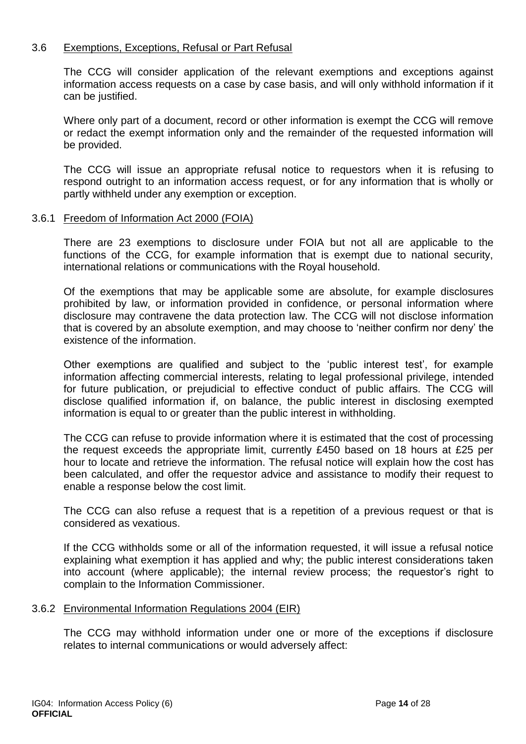### 3.6 Exemptions, Exceptions, Refusal or Part Refusal

The CCG will consider application of the relevant exemptions and exceptions against information access requests on a case by case basis, and will only withhold information if it can be justified.

Where only part of a document, record or other information is exempt the CCG will remove or redact the exempt information only and the remainder of the requested information will be provided.

The CCG will issue an appropriate refusal notice to requestors when it is refusing to respond outright to an information access request, or for any information that is wholly or partly withheld under any exemption or exception.

#### 3.6.1 Freedom of Information Act 2000 (FOIA)

There are 23 exemptions to disclosure under FOIA but not all are applicable to the functions of the CCG, for example information that is exempt due to national security, international relations or communications with the Royal household.

Of the exemptions that may be applicable some are absolute, for example disclosures prohibited by law, or information provided in confidence, or personal information where disclosure may contravene the data protection law. The CCG will not disclose information that is covered by an absolute exemption, and may choose to 'neither confirm nor deny' the existence of the information.

Other exemptions are qualified and subject to the 'public interest test', for example information affecting commercial interests, relating to legal professional privilege, intended for future publication, or prejudicial to effective conduct of public affairs. The CCG will disclose qualified information if, on balance, the public interest in disclosing exempted information is equal to or greater than the public interest in withholding.

The CCG can refuse to provide information where it is estimated that the cost of processing the request exceeds the appropriate limit, currently £450 based on 18 hours at £25 per hour to locate and retrieve the information. The refusal notice will explain how the cost has been calculated, and offer the requestor advice and assistance to modify their request to enable a response below the cost limit.

The CCG can also refuse a request that is a repetition of a previous request or that is considered as vexatious.

If the CCG withholds some or all of the information requested, it will issue a refusal notice explaining what exemption it has applied and why; the public interest considerations taken into account (where applicable); the internal review process; the requestor's right to complain to the Information Commissioner.

#### 3.6.2 Environmental Information Regulations 2004 (EIR)

The CCG may withhold information under one or more of the exceptions if disclosure relates to internal communications or would adversely affect: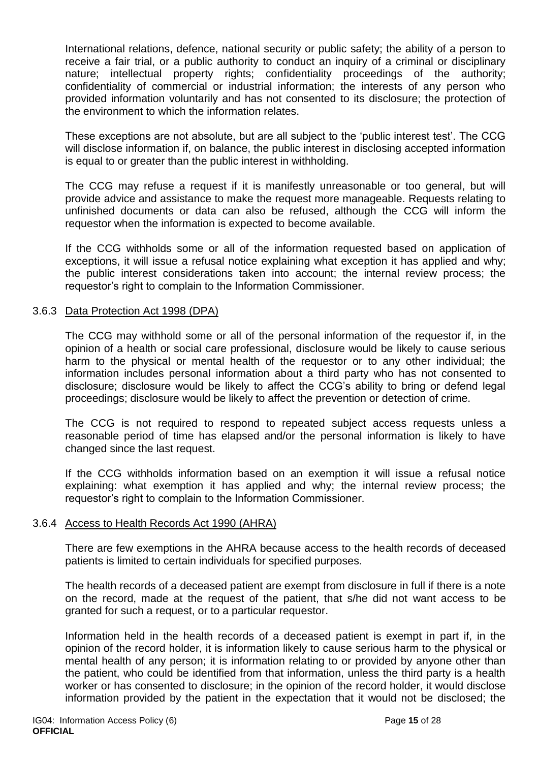International relations, defence, national security or public safety; the ability of a person to receive a fair trial, or a public authority to conduct an inquiry of a criminal or disciplinary nature; intellectual property rights; confidentiality proceedings of the authority; confidentiality of commercial or industrial information; the interests of any person who provided information voluntarily and has not consented to its disclosure; the protection of the environment to which the information relates.

These exceptions are not absolute, but are all subject to the 'public interest test'. The CCG will disclose information if, on balance, the public interest in disclosing accepted information is equal to or greater than the public interest in withholding.

The CCG may refuse a request if it is manifestly unreasonable or too general, but will provide advice and assistance to make the request more manageable. Requests relating to unfinished documents or data can also be refused, although the CCG will inform the requestor when the information is expected to become available.

If the CCG withholds some or all of the information requested based on application of exceptions, it will issue a refusal notice explaining what exception it has applied and why; the public interest considerations taken into account; the internal review process; the requestor's right to complain to the Information Commissioner.

### 3.6.3 Data Protection Act 1998 (DPA)

The CCG may withhold some or all of the personal information of the requestor if, in the opinion of a health or social care professional, disclosure would be likely to cause serious harm to the physical or mental health of the requestor or to any other individual; the information includes personal information about a third party who has not consented to disclosure; disclosure would be likely to affect the CCG's ability to bring or defend legal proceedings; disclosure would be likely to affect the prevention or detection of crime.

The CCG is not required to respond to repeated subject access requests unless a reasonable period of time has elapsed and/or the personal information is likely to have changed since the last request.

If the CCG withholds information based on an exemption it will issue a refusal notice explaining: what exemption it has applied and why; the internal review process; the requestor's right to complain to the Information Commissioner.

### 3.6.4 Access to Health Records Act 1990 (AHRA)

There are few exemptions in the AHRA because access to the health records of deceased patients is limited to certain individuals for specified purposes.

The health records of a deceased patient are exempt from disclosure in full if there is a note on the record, made at the request of the patient, that s/he did not want access to be granted for such a request, or to a particular requestor.

Information held in the health records of a deceased patient is exempt in part if, in the opinion of the record holder, it is information likely to cause serious harm to the physical or mental health of any person; it is information relating to or provided by anyone other than the patient, who could be identified from that information, unless the third party is a health worker or has consented to disclosure; in the opinion of the record holder, it would disclose information provided by the patient in the expectation that it would not be disclosed; the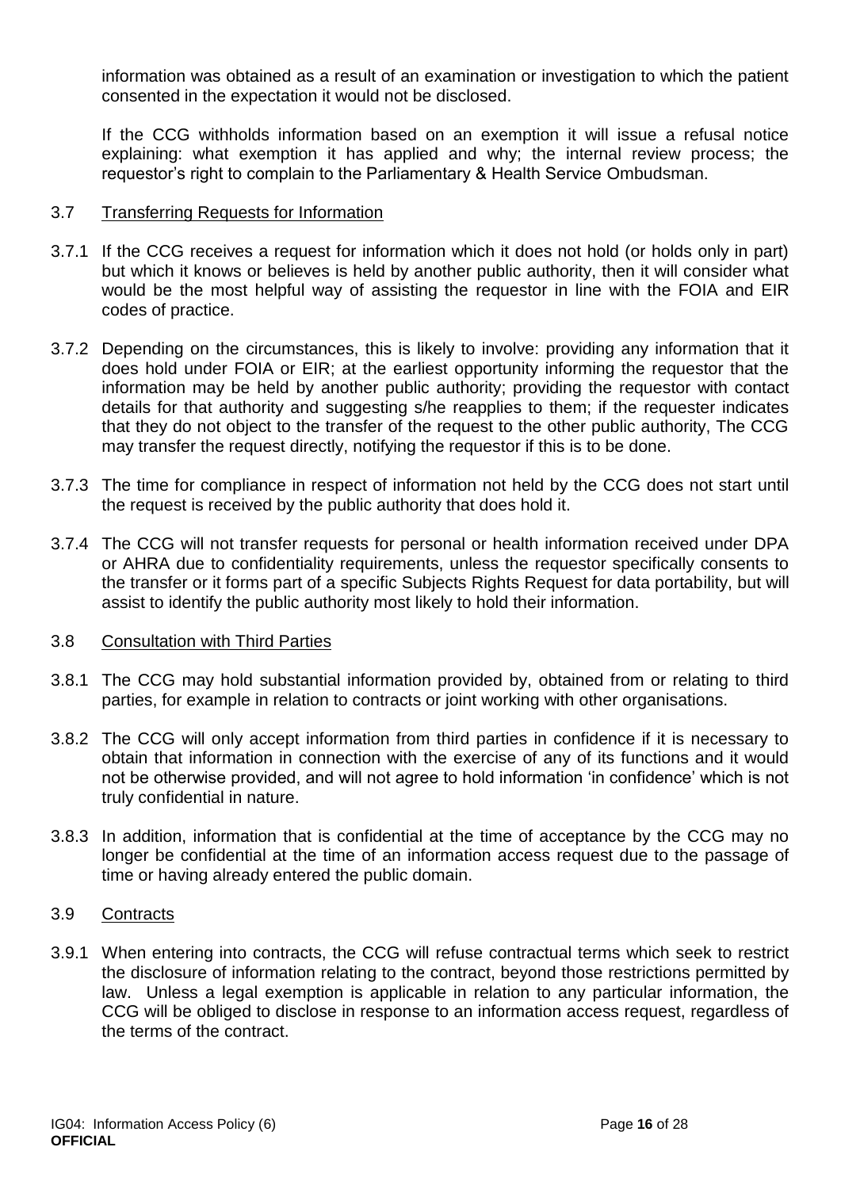information was obtained as a result of an examination or investigation to which the patient consented in the expectation it would not be disclosed.

If the CCG withholds information based on an exemption it will issue a refusal notice explaining: what exemption it has applied and why; the internal review process; the requestor's right to complain to the Parliamentary & Health Service Ombudsman.

### 3.7 Transferring Requests for Information

3.7.1 If the CCG receives a request for information which it does not hold (or holds only in part) but which it knows or believes is held by another public authority, then it will consider what would be the most helpful way of assisting the requestor in line with the FOIA and EIR codes of practice.

3.7.2 Depending on the circumstances, this is likely to involve: providing any information that it does hold under FOIA or EIR; at the earliest opportunity informing the requestor that the information may be held by another public authority; providing the requestor with contact details for that authority and suggesting s/he reapplies to them; if the requester indicates that they do not object to the transfer of the request to the other public authority, The CCG may transfer the request directly, notifying the requestor if this is to be done.

3.7.3 The time for compliance in respect of information not held by the CCG does not start until the request is received by the public authority that does hold it.

3.7.4 The CCG will not transfer requests for personal or health information received under DPA or AHRA due to confidentiality requirements, unless the requestor specifically consents to the transfer or it forms part of a specific Subjects Rights Request for data portability, but will assist to identify the public authority most likely to hold their information.

### 3.8 Consultation with Third Parties

3.8.1 The CCG may hold substantial information provided by, obtained from or relating to third parties, for example in relation to contracts or joint working with other organisations.

3.8.2 The CCG will only accept information from third parties in confidence if it is necessary to obtain that information in connection with the exercise of any of its functions and it would not be otherwise provided, and will not agree to hold information 'in confidence' which is not truly confidential in nature.

3.8.3 In addition, information that is confidential at the time of acceptance by the CCG may no longer be confidential at the time of an information access request due to the passage of time or having already entered the public domain.

### 3.9 Contracts

3.9.1 When entering into contracts, the CCG will refuse contractual terms which seek to restrict the disclosure of information relating to the contract, beyond those restrictions permitted by law. Unless a legal exemption is applicable in relation to any particular information, the CCG will be obliged to disclose in response to an information access request, regardless of the terms of the contract.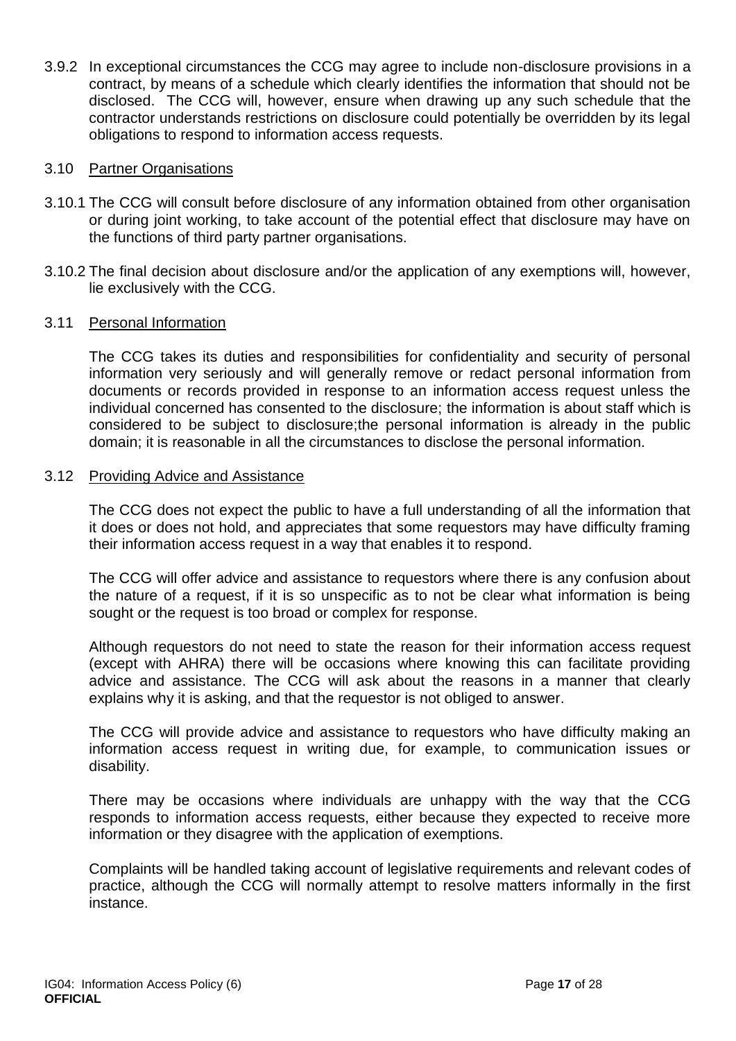3.9.2 In exceptional circumstances the CCG may agree to include non-disclosure provisions in a contract, by means of a schedule which clearly identifies the information that should not be disclosed. The CCG will, however, ensure when drawing up any such schedule that the contractor understands restrictions on disclosure could potentially be overridden by its legal obligations to respond to information access requests.

3.10 Partner Organisations

3.10.1 The CCG will consult before disclosure of any information obtained from other organisation or during joint working, to take account of the potential effect that disclosure may have on the functions of third party partner organisations.

3.10.2 The final decision about disclosure and/or the application of any exemptions will, however, lie exclusively with the CCG.

3.11 Personal Information

The CCG takes its duties and responsibilities for confidentiality and security of personal information very seriously and will generally remove or redact personal information from documents or records provided in response to an information access request unless the individual concerned has consented to the disclosure; the information is about staff which is considered to be subject to disclosure;the personal information is already in the public domain; it is reasonable in all the circumstances to disclose the personal information.

3.12 Providing Advice and Assistance

The CCG does not expect the public to have a full understanding of all the information that it does or does not hold, and appreciates that some requestors may have difficulty framing their information access request in a way that enables it to respond.

The CCG will offer advice and assistance to requestors where there is any confusion about the nature of a request, if it is so unspecific as to not be clear what information is being sought or the request is too broad or complex for response.

Although requestors do not need to state the reason for their information access request (except with AHRA) there will be occasions where knowing this can facilitate providing advice and assistance. The CCG will ask about the reasons in a manner that clearly explains why it is asking, and that the requestor is not obliged to answer.

The CCG will provide advice and assistance to requestors who have difficulty making an information access request in writing due, for example, to communication issues or disability.

There may be occasions where individuals are unhappy with the way that the CCG responds to information access requests, either because they expected to receive more information or they disagree with the application of exemptions.

Complaints will be handled taking account of legislative requirements and relevant codes of practice, although the CCG will normally attempt to resolve matters informally in the first instance.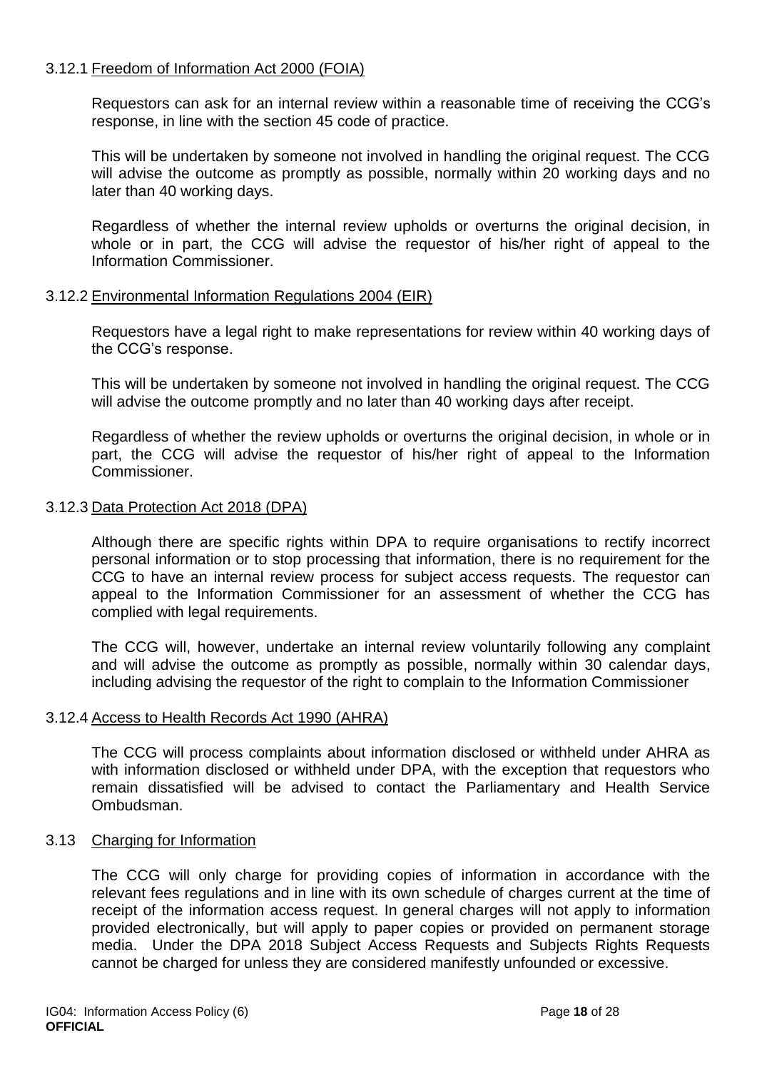### 3.12.1 Freedom of Information Act 2000 (FOIA)

Requestors can ask for an internal review within a reasonable time of receiving the CCG's response, in line with the section 45 code of practice.

This will be undertaken by someone not involved in handling the original request. The CCG will advise the outcome as promptly as possible, normally within 20 working days and no later than 40 working days.

Regardless of whether the internal review upholds or overturns the original decision, in whole or in part, the CCG will advise the requestor of his/her right of appeal to the Information Commissioner.

### 3.12.2 Environmental Information Regulations 2004 (EIR)

Requestors have a legal right to make representations for review within 40 working days of the CCG's response.

This will be undertaken by someone not involved in handling the original request. The CCG will advise the outcome promptly and no later than 40 working days after receipt.

Regardless of whether the review upholds or overturns the original decision, in whole or in part, the CCG will advise the requestor of his/her right of appeal to the Information Commissioner.

### 3.12.3 Data Protection Act 2018 (DPA)

Although there are specific rights within DPA to require organisations to rectify incorrect personal information or to stop processing that information, there is no requirement for the CCG to have an internal review process for subject access requests. The requestor can appeal to the Information Commissioner for an assessment of whether the CCG has complied with legal requirements.

The CCG will, however, undertake an internal review voluntarily following any complaint and will advise the outcome as promptly as possible, normally within 30 calendar days, including advising the requestor of the right to complain to the Information Commissioner

### 3.12.4 Access to Health Records Act 1990 (AHRA)

The CCG will process complaints about information disclosed or withheld under AHRA as with information disclosed or withheld under DPA, with the exception that requestors who remain dissatisfied will be advised to contact the Parliamentary and Health Service Ombudsman.

## 3.13 Charging for Information

The CCG will only charge for providing copies of information in accordance with the relevant fees regulations and in line with its own schedule of charges current at the time of receipt of the information access request. In general charges will not apply to information provided electronically, but will apply to paper copies or provided on permanent storage media. Under the DPA 2018 Subject Access Requests and Subjects Rights Requests cannot be charged for unless they are considered manifestly unfounded or excessive.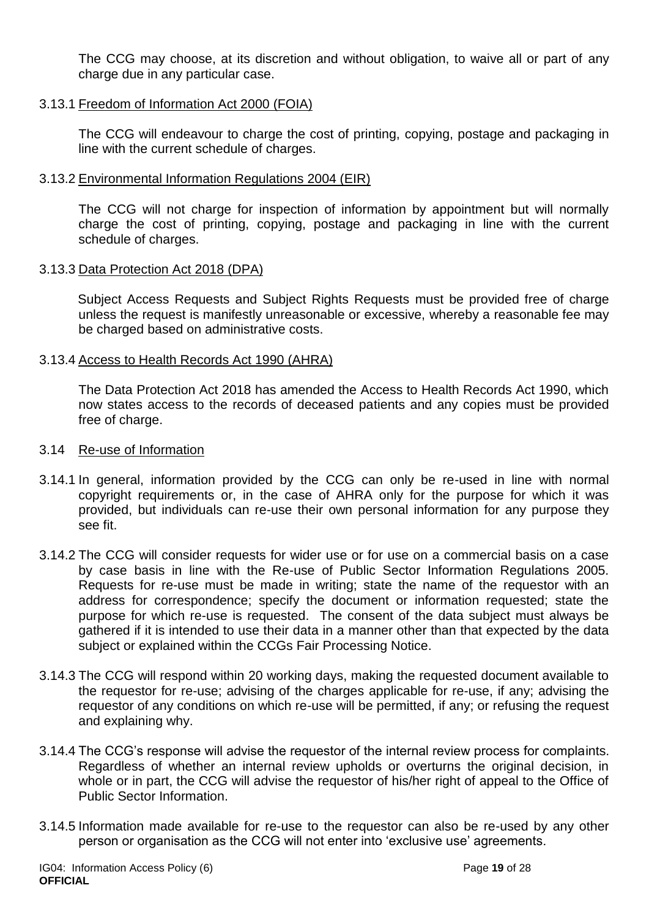The CCG may choose, at its discretion and without obligation, to waive all or part of any charge due in any particular case.

### 3.13.1 Freedom of Information Act 2000 (FOIA)

The CCG will endeavour to charge the cost of printing, copying, postage and packaging in line with the current schedule of charges.

### 3.13.2 Environmental Information Regulations 2004 (EIR)

The CCG will not charge for inspection of information by appointment but will normally charge the cost of printing, copying, postage and packaging in line with the current schedule of charges.

### 3.13.3 Data Protection Act 2018 (DPA)

Subject Access Requests and Subject Rights Requests must be provided free of charge unless the request is manifestly unreasonable or excessive, whereby a reasonable fee may be charged based on administrative costs.

### 3.13.4 Access to Health Records Act 1990 (AHRA)

The Data Protection Act 2018 has amended the Access to Health Records Act 1990, which now states access to the records of deceased patients and any copies must be provided free of charge.

## 3.14 Re-use of Information

3.14.1 In general, information provided by the CCG can only be re-used in line with normal copyright requirements or, in the case of AHRA only for the purpose for which it was provided, but individuals can re-use their own personal information for any purpose they see fit.

3.14.2 The CCG will consider requests for wider use or for use on a commercial basis on a case by case basis in line with the Re-use of Public Sector Information Regulations 2005. Requests for re-use must be made in writing; state the name of the requestor with an address for correspondence; specify the document or information requested; state the purpose for which re-use is requested. The consent of the data subject must always be gathered if it is intended to use their data in a manner other than that expected by the data subject or explained within the CCGs Fair Processing Notice.

3.14.3 The CCG will respond within 20 working days, making the requested document available to the requestor for re-use; advising of the charges applicable for re-use, if any; advising the requestor of any conditions on which re-use will be permitted, if any; or refusing the request and explaining why.

3.14.4 The CCG's response will advise the requestor of the internal review process for complaints. Regardless of whether an internal review upholds or overturns the original decision, in whole or in part, the CCG will advise the requestor of his/her right of appeal to the Office of Public Sector Information.

3.14.5 Information made available for re-use to the requestor can also be re-used by any other person or organisation as the CCG will not enter into 'exclusive use' agreements.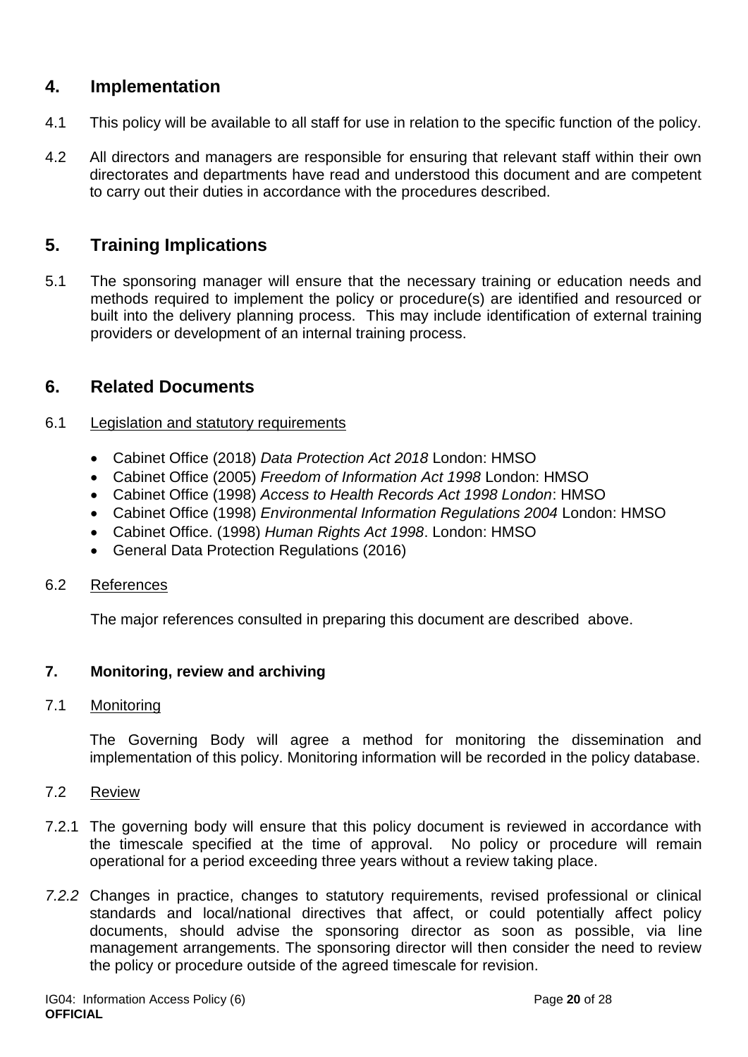## 4. Implementation

4.1 This policy will be available to all staff for use in relation to the specific function of the policy.

4.2 All directors and managers are responsible for ensuring that relevant staff within their own directorates and departments have read and understood this document and are competent to carry out their duties in accordance with the procedures described.

## 5. Training Implications

5.1 The sponsoring manager will ensure that the necessary training or education needs and methods required to implement the policy or procedure(s) are identified and resourced or built into the delivery planning process. This may include identification of external training providers or development of an internal training process.

## 6. Related Documents

6.1 Legislation and statutory requirements

- Cabinet Office (2018) *Data Protection Act 2018* London: HMSO
- Cabinet Office (2005) *Freedom of Information Act 1998* London: HMSO
- Cabinet Office (1998) *Access to Health Records Act 1998 London*: HMSO
- Cabinet Office (1998) *Environmental Information Regulations 2004* London: HMSO
- Cabinet Office. (1998) *Human Rights Act 1998*. London: HMSO
- General Data Protection Regulations (2016)

6.2 References

The major references consulted in preparing this document are described above.

### 7. Monitoring, review and archiving

7.1 Monitoring

The Governing Body will agree a method for monitoring the dissemination and implementation of this policy. Monitoring information will be recorded in the policy database.

7.2 Review

7.2.1 The governing body will ensure that this policy document is reviewed in accordance with the timescale specified at the time of approval. No policy or procedure will remain operational for a period exceeding three years without a review taking place.

*7.2.2* Changes in practice, changes to statutory requirements, revised professional or clinical standards and local/national directives that affect, or could potentially affect policy documents, should advise the sponsoring director as soon as possible, via line management arrangements. The sponsoring director will then consider the need to review the policy or procedure outside of the agreed timescale for revision.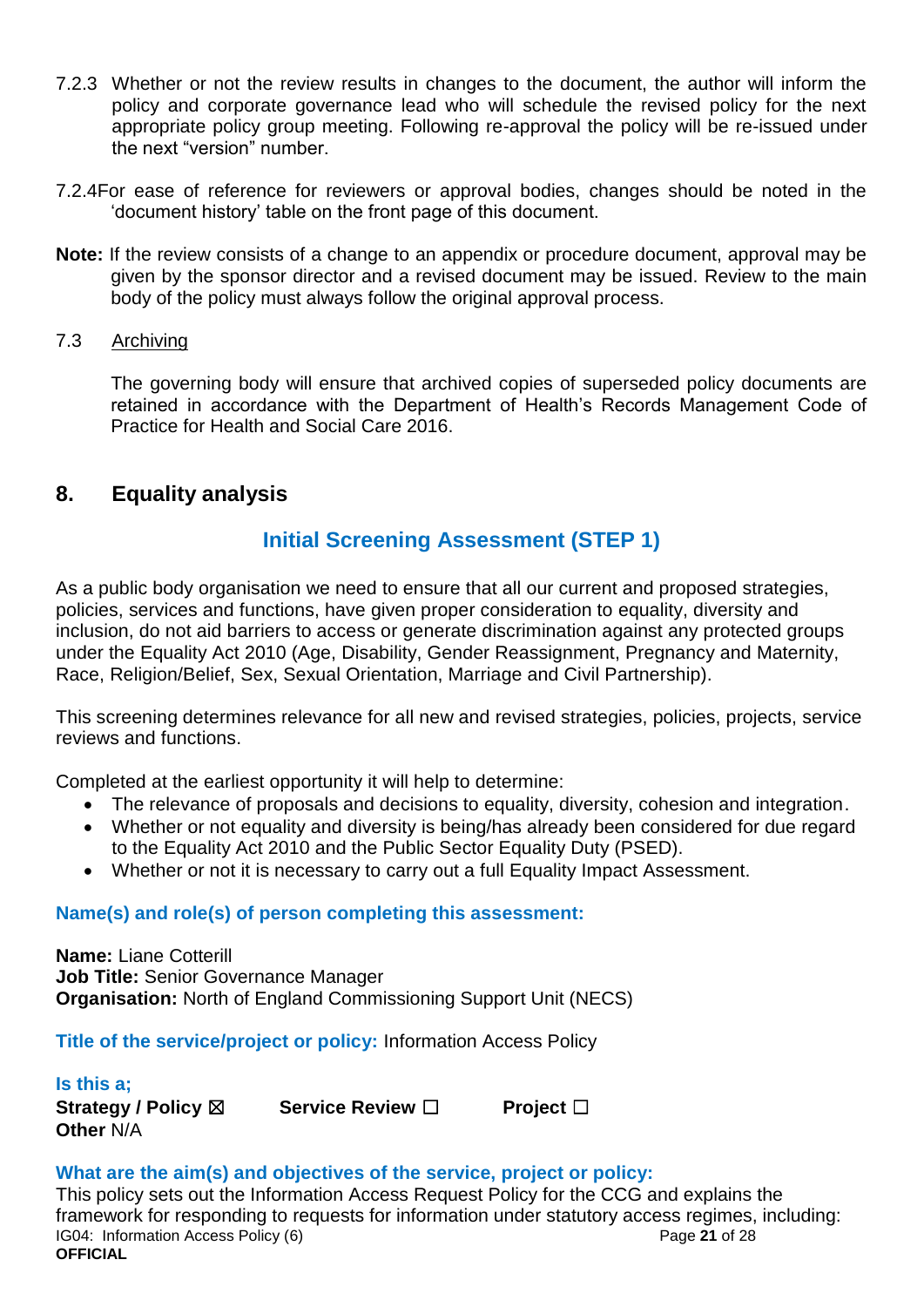7.2.3 Whether or not the review results in changes to the document, the author will inform the policy and corporate governance lead who will schedule the revised policy for the next appropriate policy group meeting. Following re-approval the policy will be re-issued under the next "version" number.

7.2.4For ease of reference for reviewers or approval bodies, changes should be noted in the 'document history' table on the front page of this document.

**Note:** If the review consists of a change to an appendix or procedure document, approval may be given by the sponsor director and a revised document may be issued. Review to the main body of the policy must always follow the original approval process.

7.3 Archiving

The governing body will ensure that archived copies of superseded policy documents are retained in accordance with the Department of Health's Records Management Code of Practice for Health and Social Care 2016.

## 8. Equality analysis

### Initial Screening Assessment (STEP 1)

As a public body organisation we need to ensure that all our current and proposed strategies, policies, services and functions, have given proper consideration to equality, diversity and inclusion, do not aid barriers to access or generate discrimination against any protected groups under the Equality Act 2010 (Age, Disability, Gender Reassignment, Pregnancy and Maternity, Race, Religion/Belief, Sex, Sexual Orientation, Marriage and Civil Partnership).

This screening determines relevance for all new and revised strategies, policies, projects, service reviews and functions.

Completed at the earliest opportunity it will help to determine:

- The relevance of proposals and decisions to equality, diversity, cohesion and integration.
- Whether or not equality and diversity is being/has already been considered for due regard to the Equality Act 2010 and the Public Sector Equality Duty (PSED).
- Whether or not it is necessary to carry out a full Equality Impact Assessment.

**Name(s) and role(s) of person completing this assessment:**

**Name:** Liane Cotterill
**Job Title:** Senior Governance Manager
**Organisation:** North of England Commissioning Support Unit (NECS)

**Title of the service/project or policy:** Information Access Policy

**Is this a;**
**Strategy / Policy** ☒ **Service Review** ☐ **Project** ☐
**Other** N/A

**What are the aim(s) and objectives of the service, project or policy:**
This policy sets out the Information Access Request Policy for the CCG and explains the framework for responding to requests for information under statutory access regimes, including: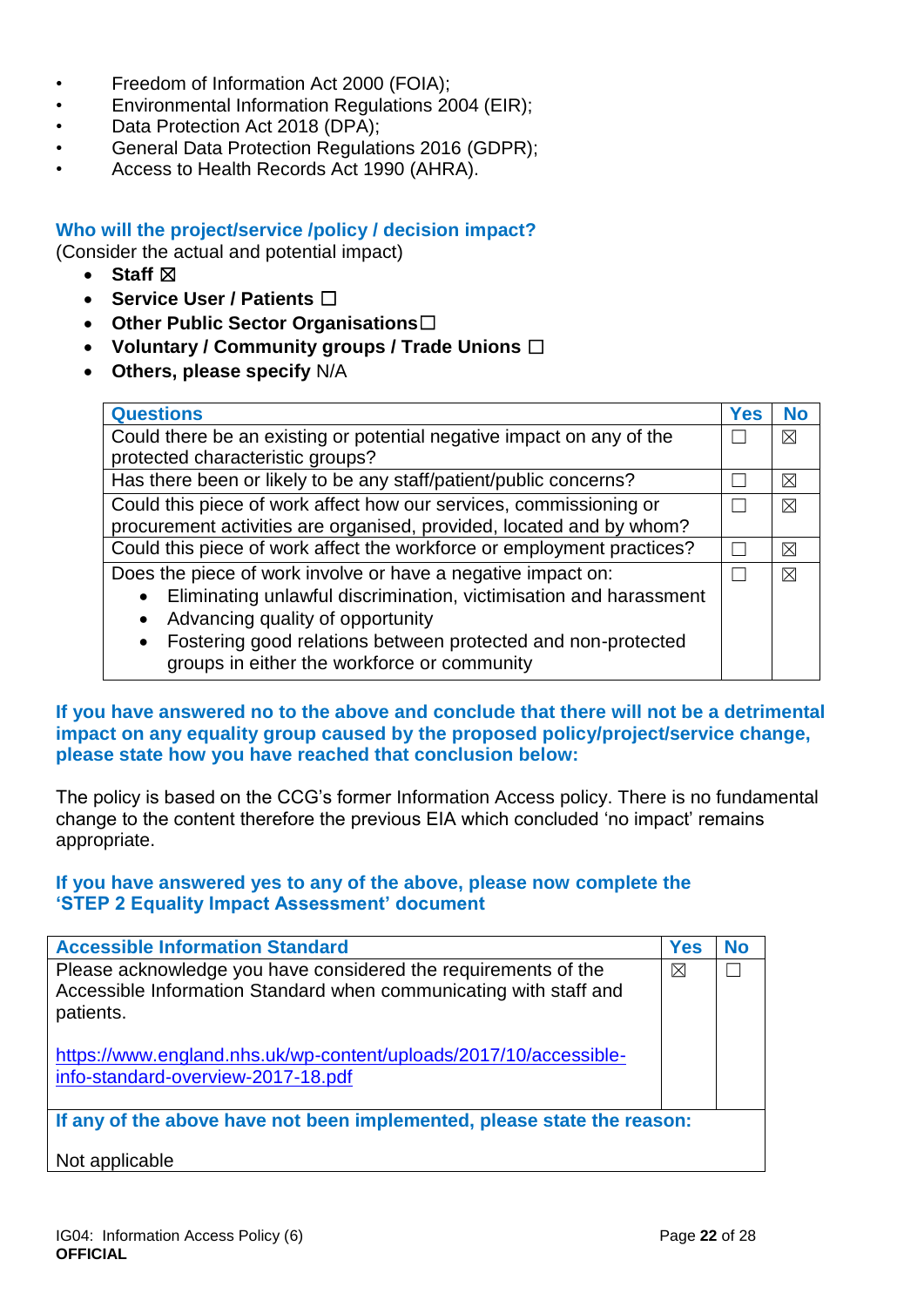- Freedom of Information Act 2000 (FOIA);
- Environmental Information Regulations 2004 (EIR);
- Data Protection Act 2018 (DPA);
- General Data Protection Regulations 2016 (GDPR);
- Access to Health Records Act 1990 (AHRA).

### Who will the project/service /policy / decision impact?

(Consider the actual and potential impact)

- **Staff** ☒
- **Service User / Patients** ☐
- **Other Public Sector Organisations** ☐
- **Voluntary / Community groups / Trade Unions** ☐
- **Others, please specify** N/A

| Questions | Yes | No |
|---|---|---|
| Could there be an existing or potential negative impact on any of the protected characteristic groups? | ☐ | ☒ |
| Has there been or likely to be any staff/patient/public concerns? | ☐ | ☒ |
| Could this piece of work affect how our services, commissioning or procurement activities are organised, provided, located and by whom? | ☐ | ☒ |
| Could this piece of work affect the workforce or employment practices? | ☐ | ☒ |
| Does the piece of work involve or have a negative impact on: <br>• Eliminating unlawful discrimination, victimisation and harassment <br>• Advancing quality of opportunity <br>• Fostering good relations between protected and non-protected groups in either the workforce or community | ☐ | ☒ |

**If you have answered no to the above and conclude that there will not be a detrimental impact on any equality group caused by the proposed policy/project/service change, please state how you have reached that conclusion below:**

The policy is based on the CCG's former Information Access policy. There is no fundamental change to the content therefore the previous EIA which concluded 'no impact' remains appropriate.

**If you have answered yes to any of the above, please now complete the 'STEP 2 Equality Impact Assessment' document**

| Accessible Information Standard | Yes | No |
|---|---|---|
| Please acknowledge you have considered the requirements of the Accessible Information Standard when communicating with staff and patients. <br><br>https://www.england.nhs.uk/wp-content/uploads/2017/10/accessible-info-standard-overview-2017-18.pdf | ☒ | ☐ |
| **If any of the above have not been implemented, please state the reason:** <br><br>Not applicable | | |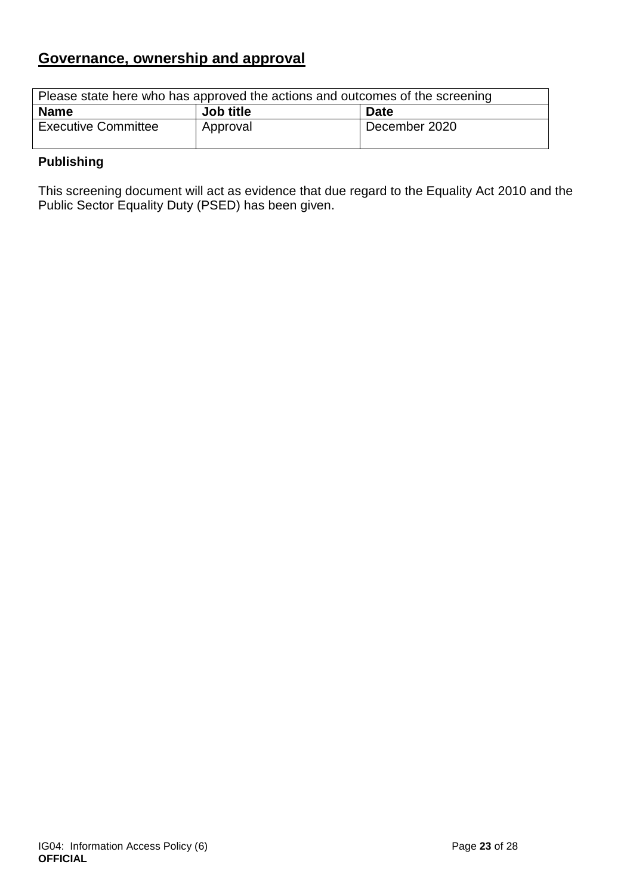## Governance, ownership and approval

| Please state here who has approved the actions and outcomes of the screening | | |
|---|---|---|
| **Name** | **Job title** | **Date** |
| Executive Committee | Approval | December 2020 |

**Publishing**

This screening document will act as evidence that due regard to the Equality Act 2010 and the Public Sector Equality Duty (PSED) has been given.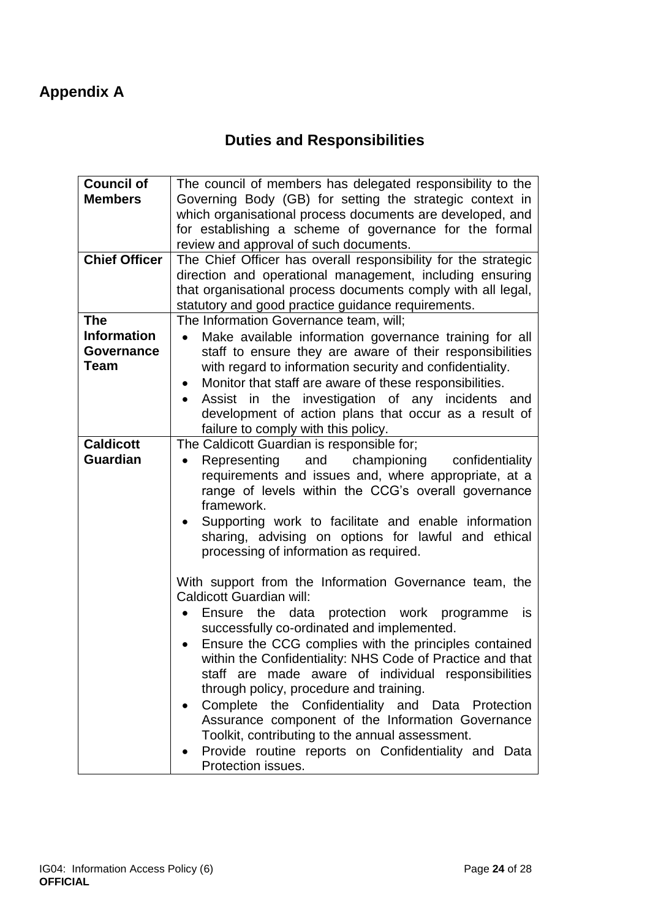# Appendix A

## Duties and Responsibilities

| | |
|---|---|
| **Council of Members** | The council of members has delegated responsibility to the Governing Body (GB) for setting the strategic context in which organisational process documents are developed, and for establishing a scheme of governance for the formal review and approval of such documents. |
| **Chief Officer** | The Chief Officer has overall responsibility for the strategic direction and operational management, including ensuring that organisational process documents comply with all legal, statutory and good practice guidance requirements. |
| **The Information Governance Team** | The Information Governance team, will;<br>• Make available information governance training for all staff to ensure they are aware of their responsibilities with regard to information security and confidentiality.<br>• Monitor that staff are aware of these responsibilities.<br>• Assist in the investigation of any incidents and development of action plans that occur as a result of failure to comply with this policy. |
| **Caldicott Guardian** | The Caldicott Guardian is responsible for;<br>• Representing and championing confidentiality requirements and issues and, where appropriate, at a range of levels within the CCG's overall governance framework.<br>• Supporting work to facilitate and enable information sharing, advising on options for lawful and ethical processing of information as required.<br><br>With support from the Information Governance team, the Caldicott Guardian will:<br>• Ensure the data protection work programme is successfully co-ordinated and implemented.<br>• Ensure the CCG complies with the principles contained within the Confidentiality: NHS Code of Practice and that staff are made aware of individual responsibilities through policy, procedure and training.<br>• Complete the Confidentiality and Data Protection Assurance component of the Information Governance Toolkit, contributing to the annual assessment.<br>• Provide routine reports on Confidentiality and Data Protection issues. |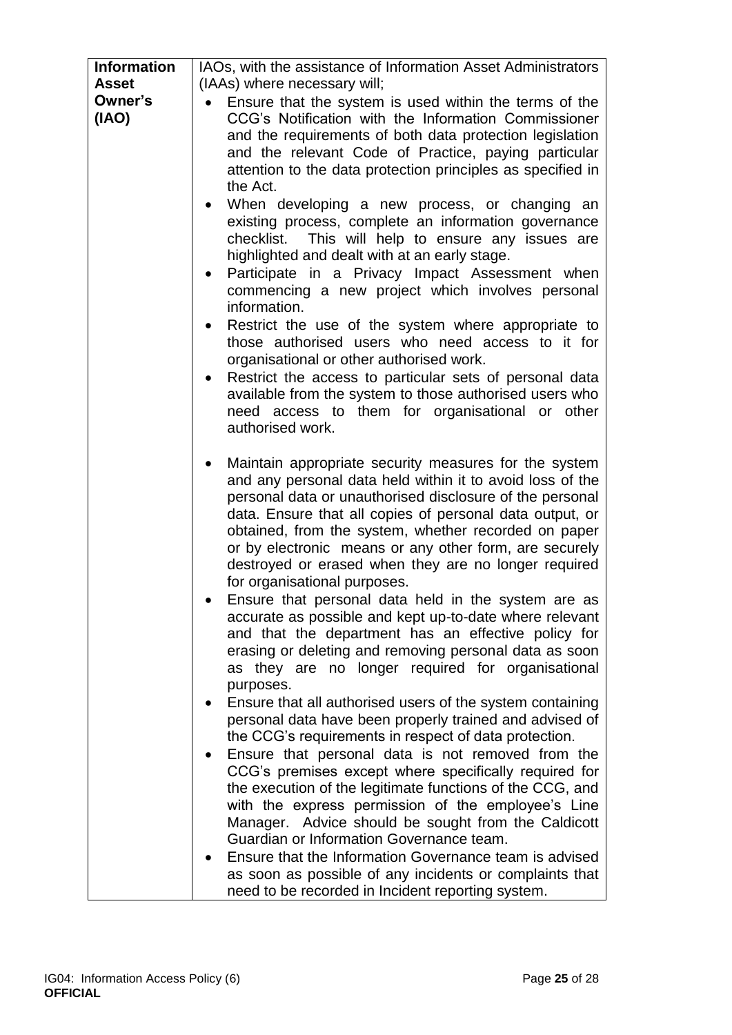| | |
|---|---|
| **Information Asset Owner's (IAO)** | IAOs, with the assistance of Information Asset Administrators (IAAs) where necessary will;<br>• Ensure that the system is used within the terms of the CCG's Notification with the Information Commissioner and the requirements of both data protection legislation and the relevant Code of Practice, paying particular attention to the data protection principles as specified in the Act.<br>• When developing a new process, or changing an existing process, complete an information governance checklist. This will help to ensure any issues are highlighted and dealt with at an early stage.<br>• Participate in a Privacy Impact Assessment when commencing a new project which involves personal information.<br>• Restrict the use of the system where appropriate to those authorised users who need access to it for organisational or other authorised work.<br>• Restrict the access to particular sets of personal data available from the system to those authorised users who need access to them for organisational or other authorised work.<br>• Maintain appropriate security measures for the system and any personal data held within it to avoid loss of the personal data or unauthorised disclosure of the personal data. Ensure that all copies of personal data output, or obtained, from the system, whether recorded on paper or by electronic means or any other form, are securely destroyed or erased when they are no longer required for organisational purposes.<br>• Ensure that personal data held in the system are as accurate as possible and kept up-to-date where relevant and that the department has an effective policy for erasing or deleting and removing personal data as soon as they are no longer required for organisational purposes.<br>• Ensure that all authorised users of the system containing personal data have been properly trained and advised of the CCG's requirements in respect of data protection.<br>• Ensure that personal data is not removed from the CCG's premises except where specifically required for the execution of the legitimate functions of the CCG, and with the express permission of the employee's Line Manager. Advice should be sought from the Caldicott Guardian or Information Governance team.<br>• Ensure that the Information Governance team is advised as soon as possible of any incidents or complaints that need to be recorded in Incident reporting system. |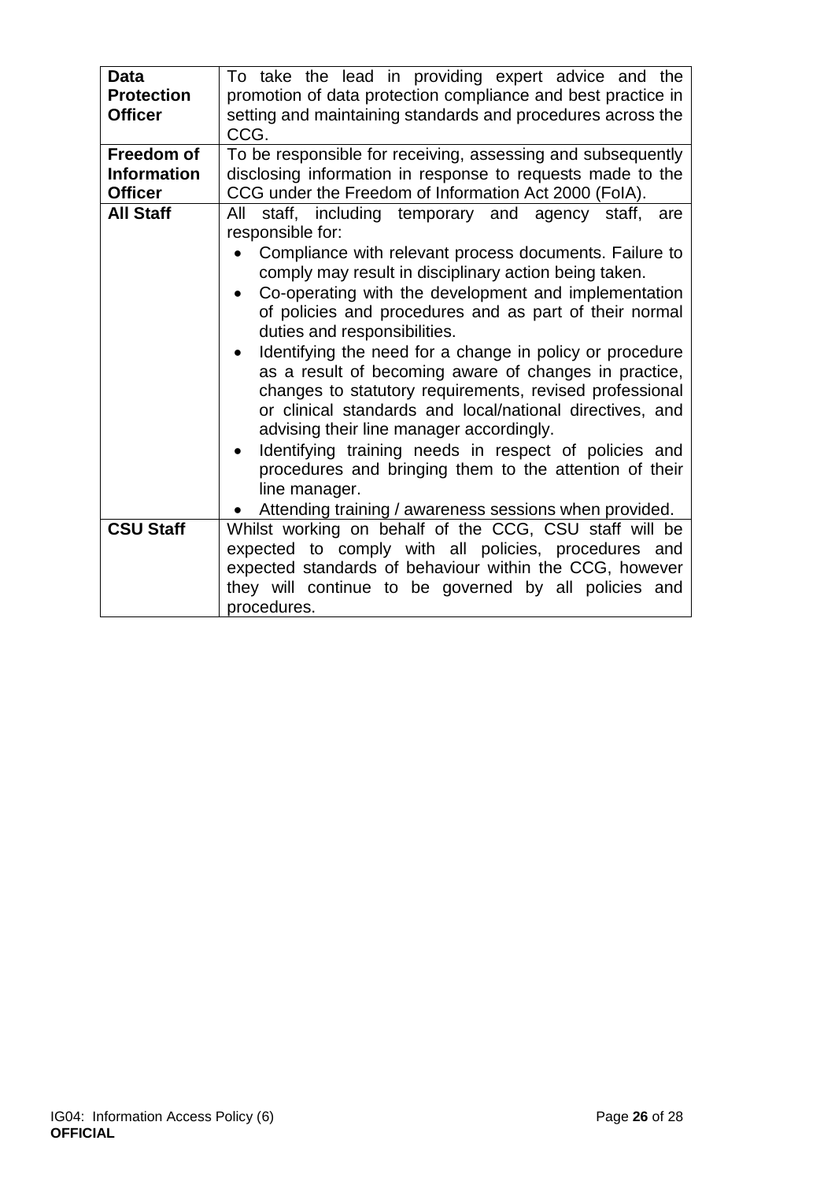| | |
|---|---|
| **Data Protection Officer** | To take the lead in providing expert advice and the promotion of data protection compliance and best practice in setting and maintaining standards and procedures across the CCG. |
| **Freedom of Information Officer** | To be responsible for receiving, assessing and subsequently disclosing information in response to requests made to the CCG under the Freedom of Information Act 2000 (FoIA). |
| **All Staff** | All staff, including temporary and agency staff, are responsible for: <br>• Compliance with relevant process documents. Failure to comply may result in disciplinary action being taken. <br>• Co-operating with the development and implementation of policies and procedures and as part of their normal duties and responsibilities. <br>• Identifying the need for a change in policy or procedure as a result of becoming aware of changes in practice, changes to statutory requirements, revised professional or clinical standards and local/national directives, and advising their line manager accordingly. <br>• Identifying training needs in respect of policies and procedures and bringing them to the attention of their line manager. <br>• Attending training / awareness sessions when provided. |
| **CSU Staff** | Whilst working on behalf of the CCG, CSU staff will be expected to comply with all policies, procedures and expected standards of behaviour within the CCG, however they will continue to be governed by all policies and procedures. |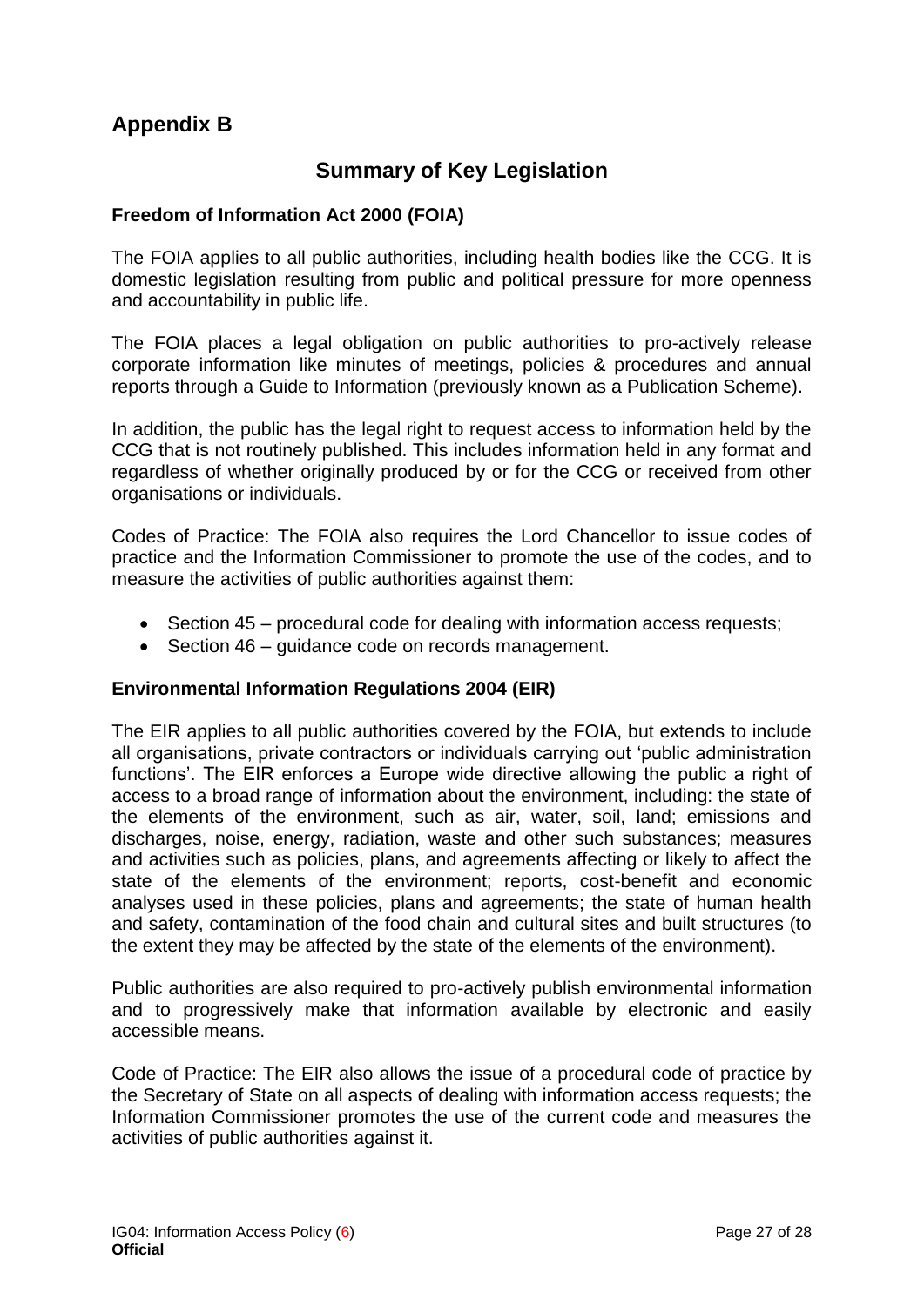## Appendix B

# Summary of Key Legislation

### Freedom of Information Act 2000 (FOIA)

The FOIA applies to all public authorities, including health bodies like the CCG. It is domestic legislation resulting from public and political pressure for more openness and accountability in public life.

The FOIA places a legal obligation on public authorities to pro-actively release corporate information like minutes of meetings, policies & procedures and annual reports through a Guide to Information (previously known as a Publication Scheme).

In addition, the public has the legal right to request access to information held by the CCG that is not routinely published. This includes information held in any format and regardless of whether originally produced by or for the CCG or received from other organisations or individuals.

Codes of Practice: The FOIA also requires the Lord Chancellor to issue codes of practice and the Information Commissioner to promote the use of the codes, and to measure the activities of public authorities against them:

- Section 45 – procedural code for dealing with information access requests;
- Section 46 – guidance code on records management.

### Environmental Information Regulations 2004 (EIR)

The EIR applies to all public authorities covered by the FOIA, but extends to include all organisations, private contractors or individuals carrying out 'public administration functions'. The EIR enforces a Europe wide directive allowing the public a right of access to a broad range of information about the environment, including: the state of the elements of the environment, such as air, water, soil, land; emissions and discharges, noise, energy, radiation, waste and other such substances; measures and activities such as policies, plans, and agreements affecting or likely to affect the state of the elements of the environment; reports, cost-benefit and economic analyses used in these policies, plans and agreements; the state of human health and safety, contamination of the food chain and cultural sites and built structures (to the extent they may be affected by the state of the elements of the environment).

Public authorities are also required to pro-actively publish environmental information and to progressively make that information available by electronic and easily accessible means.

Code of Practice: The EIR also allows the issue of a procedural code of practice by the Secretary of State on all aspects of dealing with information access requests; the Information Commissioner promotes the use of the current code and measures the activities of public authorities against it.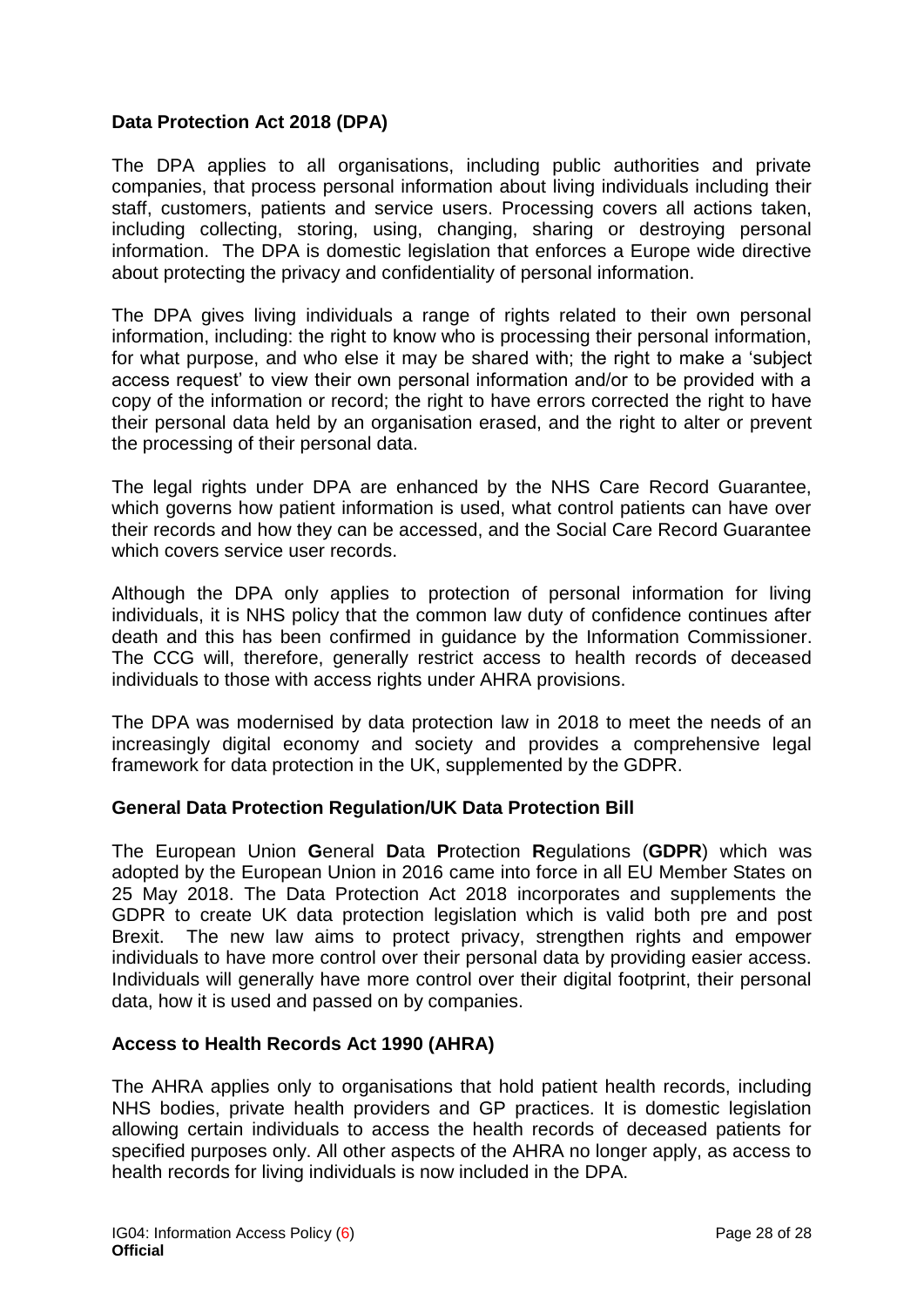**Data Protection Act 2018 (DPA)**

The DPA applies to all organisations, including public authorities and private companies, that process personal information about living individuals including their staff, customers, patients and service users. Processing covers all actions taken, including collecting, storing, using, changing, sharing or destroying personal information. The DPA is domestic legislation that enforces a Europe wide directive about protecting the privacy and confidentiality of personal information.

The DPA gives living individuals a range of rights related to their own personal information, including: the right to know who is processing their personal information, for what purpose, and who else it may be shared with; the right to make a 'subject access request' to view their own personal information and/or to be provided with a copy of the information or record; the right to have errors corrected the right to have their personal data held by an organisation erased, and the right to alter or prevent the processing of their personal data.

The legal rights under DPA are enhanced by the NHS Care Record Guarantee, which governs how patient information is used, what control patients can have over their records and how they can be accessed, and the Social Care Record Guarantee which covers service user records.

Although the DPA only applies to protection of personal information for living individuals, it is NHS policy that the common law duty of confidence continues after death and this has been confirmed in guidance by the Information Commissioner. The CCG will, therefore, generally restrict access to health records of deceased individuals to those with access rights under AHRA provisions.

The DPA was modernised by data protection law in 2018 to meet the needs of an increasingly digital economy and society and provides a comprehensive legal framework for data protection in the UK, supplemented by the GDPR.

**General Data Protection Regulation/UK Data Protection Bill**

The European Union **G**eneral **D**ata **P**rotection **R**egulations (**GDPR**) which was adopted by the European Union in 2016 came into force in all EU Member States on 25 May 2018. The Data Protection Act 2018 incorporates and supplements the GDPR to create UK data protection legislation which is valid both pre and post Brexit. The new law aims to protect privacy, strengthen rights and empower individuals to have more control over their personal data by providing easier access. Individuals will generally have more control over their digital footprint, their personal data, how it is used and passed on by companies.

**Access to Health Records Act 1990 (AHRA)**

The AHRA applies only to organisations that hold patient health records, including NHS bodies, private health providers and GP practices. It is domestic legislation allowing certain individuals to access the health records of deceased patients for specified purposes only. All other aspects of the AHRA no longer apply, as access to health records for living individuals is now included in the DPA.